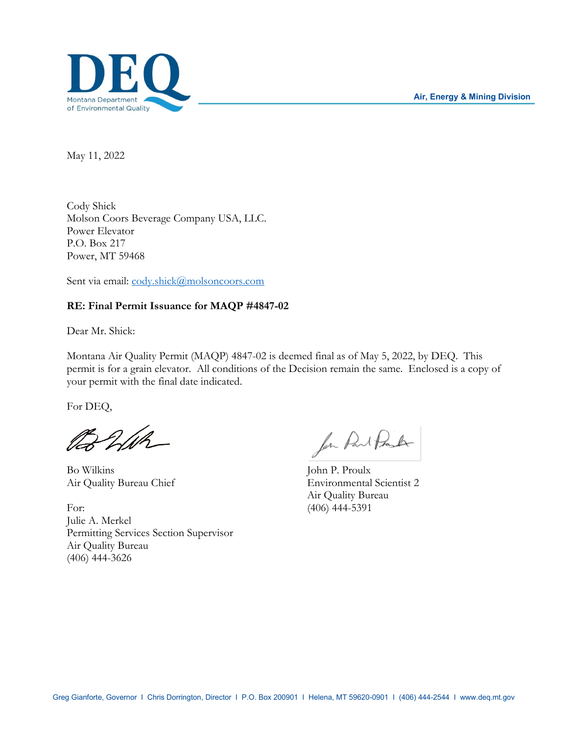DEQ
Montana Department of Environmental Quality

Air, Energy & Mining Division

May 11, 2022

Cody Shick
Molson Coors Beverage Company USA, LLC.
Power Elevator
P.O. Box 217
Power, MT 59468

Sent via email: cody.shick@molsoncoors.com

**RE: Final Permit Issuance for MAQP #4847-02**

Dear Mr. Shick:

Montana Air Quality Permit (MAQP) 4847-02 is deemed final as of May 5, 2022, by DEQ. This permit is for a grain elevator. All conditions of the Decision remain the same. Enclosed is a copy of your permit with the final date indicated.

For DEQ,

Bo Wilkins
Air Quality Bureau Chief

For:
Julie A. Merkel
Permitting Services Section Supervisor
Air Quality Bureau
(406) 444-3626

John P. Proulx
Environmental Scientist 2
Air Quality Bureau
(406) 444-5391

Greg Gianforte, Governor I Chris Dorrington, Director I P.O. Box 200901 I Helena, MT 59620-0901 I (406) 444-2544 I www.deq.mt.gov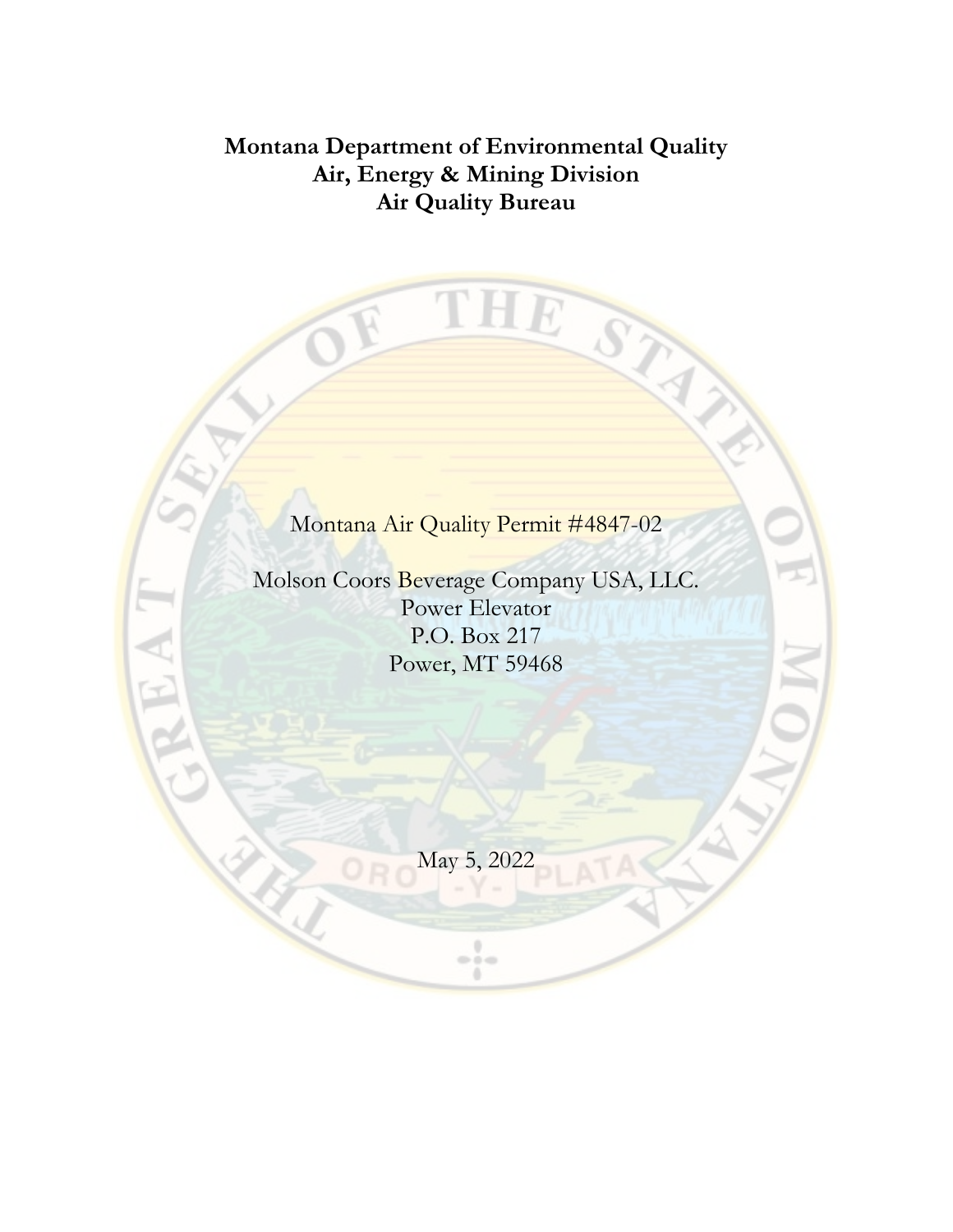**Montana Department of Environmental Quality**
**Air, Energy & Mining Division**
**Air Quality Bureau**

Montana Air Quality Permit #4847-02

Molson Coors Beverage Company USA, LLC.
Power Elevator
P.O. Box 217
Power, MT 59468

May 5, 2022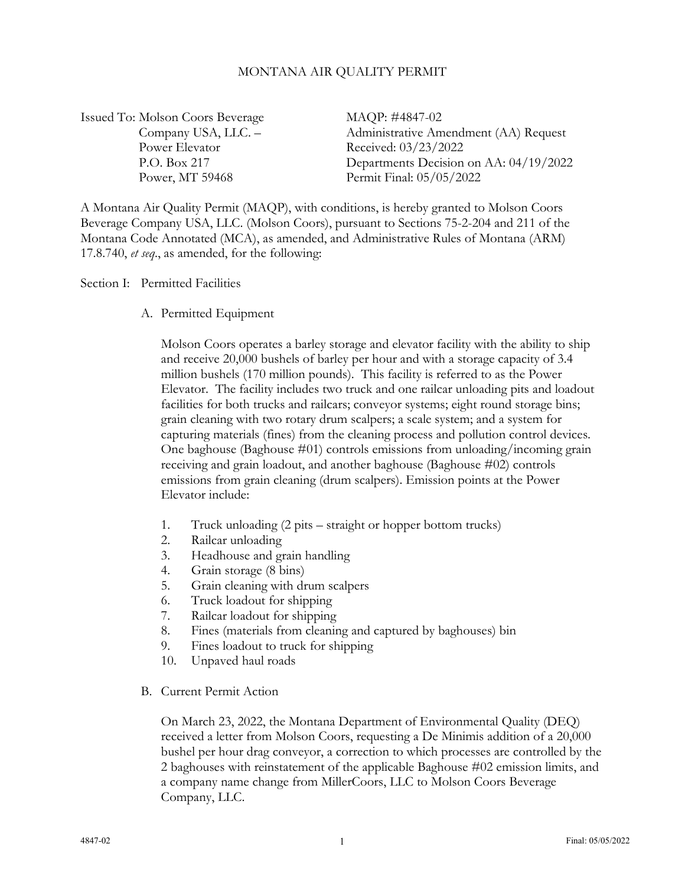# MONTANA AIR QUALITY PERMIT

Issued To: Molson Coors Beverage Company USA, LLC. – Power Elevator
P.O. Box 217
Power, MT 59468

MAQP: #4847-02
Administrative Amendment (AA) Request Received: 03/23/2022
Departments Decision on AA: 04/19/2022
Permit Final: 05/05/2022

A Montana Air Quality Permit (MAQP), with conditions, is hereby granted to Molson Coors Beverage Company USA, LLC. (Molson Coors), pursuant to Sections 75-2-204 and 211 of the Montana Code Annotated (MCA), as amended, and Administrative Rules of Montana (ARM) 17.8.740, *et seq*., as amended, for the following:

## Section I: Permitted Facilities

### A. Permitted Equipment

Molson Coors operates a barley storage and elevator facility with the ability to ship and receive 20,000 bushels of barley per hour and with a storage capacity of 3.4 million bushels (170 million pounds). This facility is referred to as the Power Elevator. The facility includes two truck and one railcar unloading pits and loadout facilities for both trucks and railcars; conveyor systems; eight round storage bins; grain cleaning with two rotary drum scalpers; a scale system; and a system for capturing materials (fines) from the cleaning process and pollution control devices. One baghouse (Baghouse #01) controls emissions from unloading/incoming grain receiving and grain loadout, and another baghouse (Baghouse #02) controls emissions from grain cleaning (drum scalpers). Emission points at the Power Elevator include:

1. Truck unloading (2 pits – straight or hopper bottom trucks)
2. Railcar unloading
3. Headhouse and grain handling
4. Grain storage (8 bins)
5. Grain cleaning with drum scalpers
6. Truck loadout for shipping
7. Railcar loadout for shipping
8. Fines (materials from cleaning and captured by baghouses) bin
9. Fines loadout to truck for shipping
10. Unpaved haul roads

### B. Current Permit Action

On March 23, 2022, the Montana Department of Environmental Quality (DEQ) received a letter from Molson Coors, requesting a De Minimis addition of a 20,000 bushel per hour drag conveyor, a correction to which processes are controlled by the 2 baghouses with reinstatement of the applicable Baghouse #02 emission limits, and a company name change from MillerCoors, LLC to Molson Coors Beverage Company, LLC.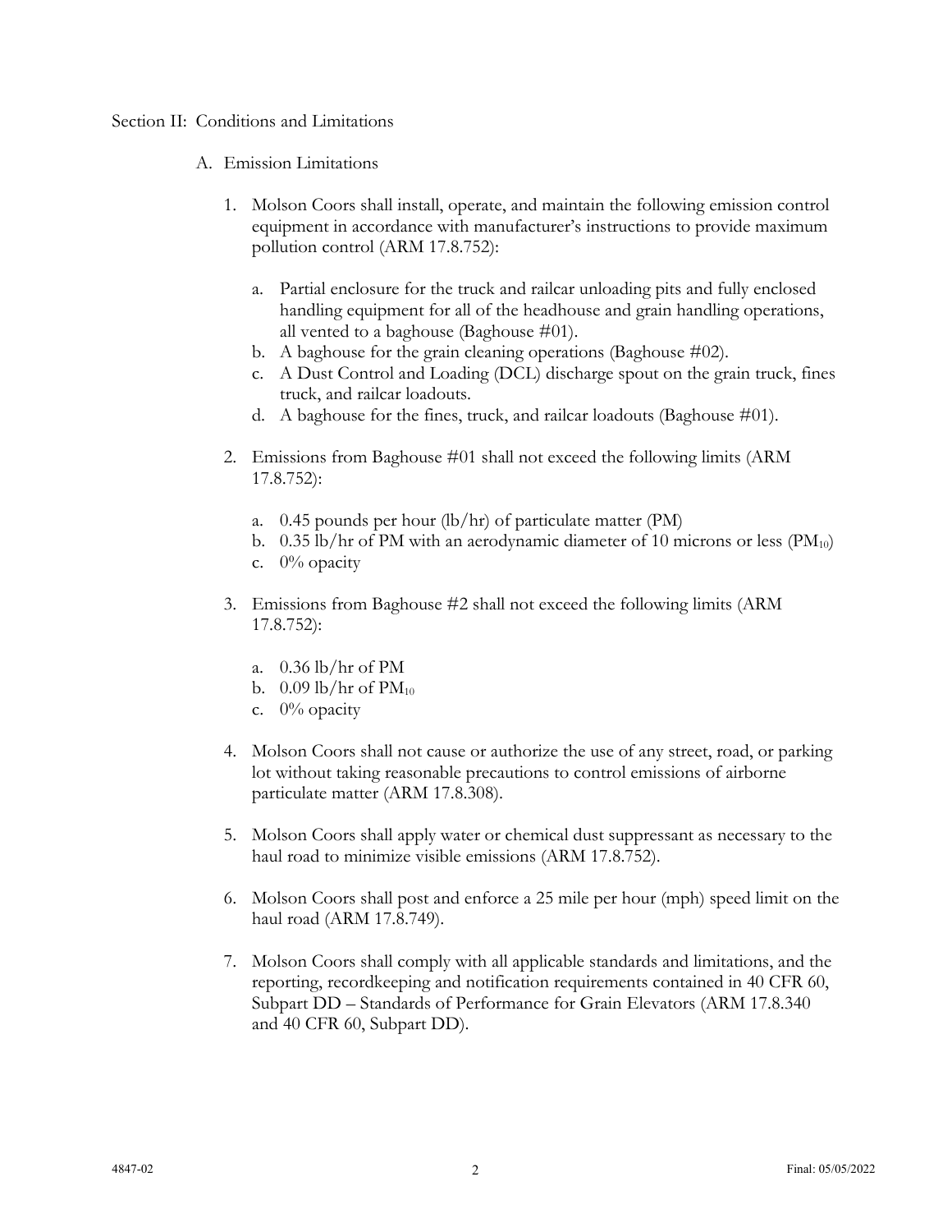Section II: Conditions and Limitations

A. Emission Limitations

1. Molson Coors shall install, operate, and maintain the following emission control equipment in accordance with manufacturer's instructions to provide maximum pollution control (ARM 17.8.752):

    a. Partial enclosure for the truck and railcar unloading pits and fully enclosed handling equipment for all of the headhouse and grain handling operations, all vented to a baghouse (Baghouse #01).
    b. A baghouse for the grain cleaning operations (Baghouse #02).
    c. A Dust Control and Loading (DCL) discharge spout on the grain truck, fines truck, and railcar loadouts.
    d. A baghouse for the fines, truck, and railcar loadouts (Baghouse #01).

2. Emissions from Baghouse #01 shall not exceed the following limits (ARM 17.8.752):

    a. 0.45 pounds per hour (lb/hr) of particulate matter (PM)
    b. 0.35 lb/hr of PM with an aerodynamic diameter of 10 microns or less ($PM_{10}$)
    c. 0% opacity

3. Emissions from Baghouse #2 shall not exceed the following limits (ARM 17.8.752):

    a. 0.36 lb/hr of PM
    b. 0.09 lb/hr of $PM_{10}$
    c. 0% opacity

4. Molson Coors shall not cause or authorize the use of any street, road, or parking lot without taking reasonable precautions to control emissions of airborne particulate matter (ARM 17.8.308).

5. Molson Coors shall apply water or chemical dust suppressant as necessary to the haul road to minimize visible emissions (ARM 17.8.752).

6. Molson Coors shall post and enforce a 25 mile per hour (mph) speed limit on the haul road (ARM 17.8.749).

7. Molson Coors shall comply with all applicable standards and limitations, and the reporting, recordkeeping and notification requirements contained in 40 CFR 60, Subpart DD – Standards of Performance for Grain Elevators (ARM 17.8.340 and 40 CFR 60, Subpart DD).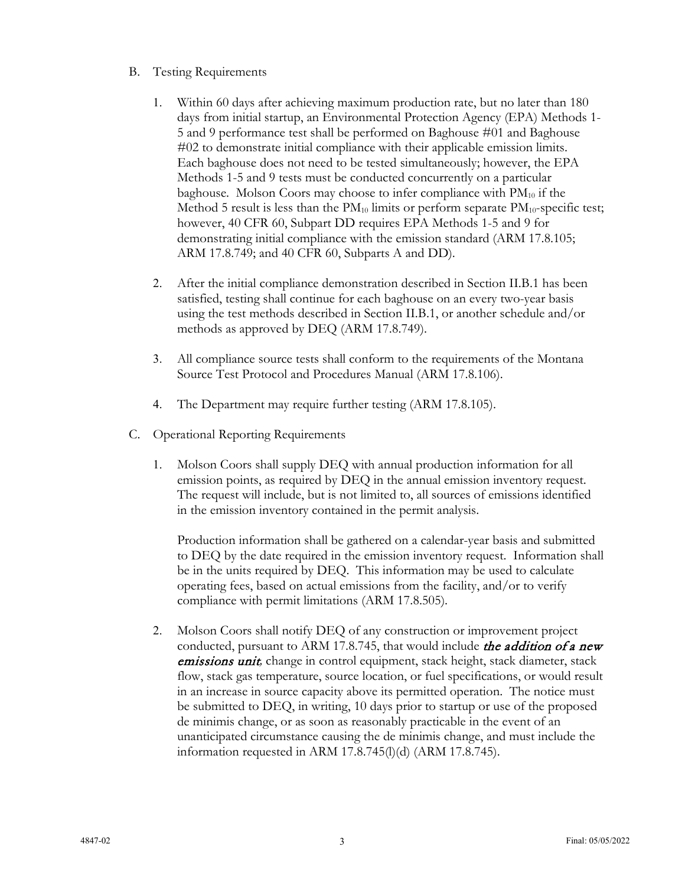B. Testing Requirements

1. Within 60 days after achieving maximum production rate, but no later than 180 days from initial startup, an Environmental Protection Agency (EPA) Methods 1-5 and 9 performance test shall be performed on Baghouse #01 and Baghouse #02 to demonstrate initial compliance with their applicable emission limits. Each baghouse does not need to be tested simultaneously; however, the EPA Methods 1-5 and 9 tests must be conducted concurrently on a particular baghouse. Molson Coors may choose to infer compliance with $PM_{10}$ if the Method 5 result is less than the $PM_{10}$ limits or perform separate $PM_{10}$-specific test; however, 40 CFR 60, Subpart DD requires EPA Methods 1-5 and 9 for demonstrating initial compliance with the emission standard (ARM 17.8.105; ARM 17.8.749; and 40 CFR 60, Subparts A and DD).

2. After the initial compliance demonstration described in Section II.B.1 has been satisfied, testing shall continue for each baghouse on an every two-year basis using the test methods described in Section II.B.1, or another schedule and/or methods as approved by DEQ (ARM 17.8.749).

3. All compliance source tests shall conform to the requirements of the Montana Source Test Protocol and Procedures Manual (ARM 17.8.106).

4. The Department may require further testing (ARM 17.8.105).

C. Operational Reporting Requirements

1. Molson Coors shall supply DEQ with annual production information for all emission points, as required by DEQ in the annual emission inventory request. The request will include, but is not limited to, all sources of emissions identified in the emission inventory contained in the permit analysis.

   Production information shall be gathered on a calendar-year basis and submitted to DEQ by the date required in the emission inventory request. Information shall be in the units required by DEQ. This information may be used to calculate operating fees, based on actual emissions from the facility, and/or to verify compliance with permit limitations (ARM 17.8.505).

2. Molson Coors shall notify DEQ of any construction or improvement project conducted, pursuant to ARM 17.8.745, that would include ***the addition of a new emissions unit***, change in control equipment, stack height, stack diameter, stack flow, stack gas temperature, source location, or fuel specifications, or would result in an increase in source capacity above its permitted operation. The notice must be submitted to DEQ, in writing, 10 days prior to startup or use of the proposed de minimis change, or as soon as reasonably practicable in the event of an unanticipated circumstance causing the de minimis change, and must include the information requested in ARM 17.8.745(l)(d) (ARM 17.8.745).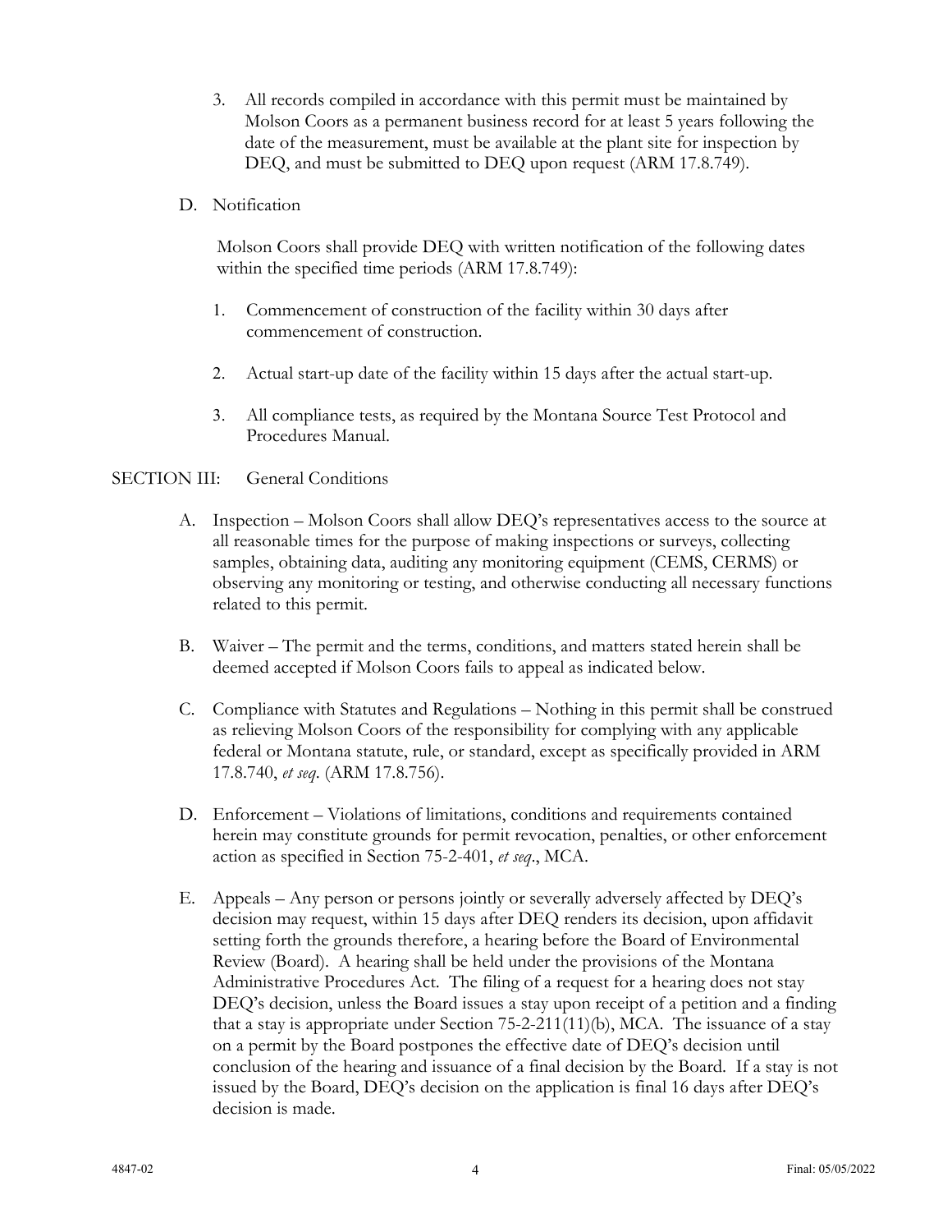3. All records compiled in accordance with this permit must be maintained by Molson Coors as a permanent business record for at least 5 years following the date of the measurement, must be available at the plant site for inspection by DEQ, and must be submitted to DEQ upon request (ARM 17.8.749).

D. Notification

Molson Coors shall provide DEQ with written notification of the following dates within the specified time periods (ARM 17.8.749):

1. Commencement of construction of the facility within 30 days after commencement of construction.

2. Actual start-up date of the facility within 15 days after the actual start-up.

3. All compliance tests, as required by the Montana Source Test Protocol and Procedures Manual.

SECTION III: General Conditions

A. Inspection – Molson Coors shall allow DEQ's representatives access to the source at all reasonable times for the purpose of making inspections or surveys, collecting samples, obtaining data, auditing any monitoring equipment (CEMS, CERMS) or observing any monitoring or testing, and otherwise conducting all necessary functions related to this permit.

B. Waiver – The permit and the terms, conditions, and matters stated herein shall be deemed accepted if Molson Coors fails to appeal as indicated below.

C. Compliance with Statutes and Regulations – Nothing in this permit shall be construed as relieving Molson Coors of the responsibility for complying with any applicable federal or Montana statute, rule, or standard, except as specifically provided in ARM 17.8.740, *et seq*. (ARM 17.8.756).

D. Enforcement – Violations of limitations, conditions and requirements contained herein may constitute grounds for permit revocation, penalties, or other enforcement action as specified in Section 75-2-401, *et seq*., MCA.

E. Appeals – Any person or persons jointly or severally adversely affected by DEQ's decision may request, within 15 days after DEQ renders its decision, upon affidavit setting forth the grounds therefore, a hearing before the Board of Environmental Review (Board). A hearing shall be held under the provisions of the Montana Administrative Procedures Act. The filing of a request for a hearing does not stay DEQ's decision, unless the Board issues a stay upon receipt of a petition and a finding that a stay is appropriate under Section 75-2-211(11)(b), MCA. The issuance of a stay on a permit by the Board postpones the effective date of DEQ's decision until conclusion of the hearing and issuance of a final decision by the Board. If a stay is not issued by the Board, DEQ's decision on the application is final 16 days after DEQ's decision is made.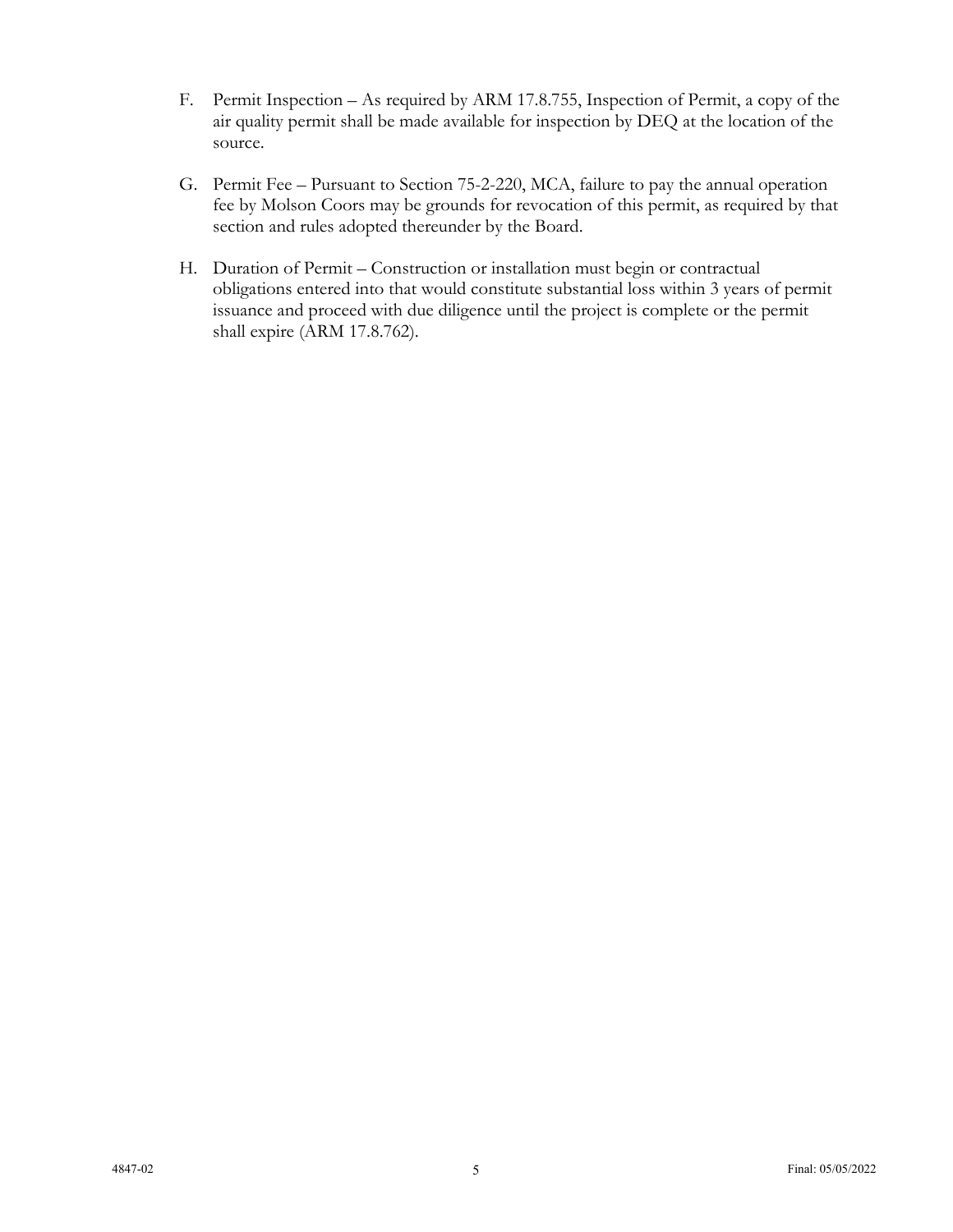F. Permit Inspection – As required by ARM 17.8.755, Inspection of Permit, a copy of the air quality permit shall be made available for inspection by DEQ at the location of the source.

G. Permit Fee – Pursuant to Section 75-2-220, MCA, failure to pay the annual operation fee by Molson Coors may be grounds for revocation of this permit, as required by that section and rules adopted thereunder by the Board.

H. Duration of Permit – Construction or installation must begin or contractual obligations entered into that would constitute substantial loss within 3 years of permit issuance and proceed with due diligence until the project is complete or the permit shall expire (ARM 17.8.762).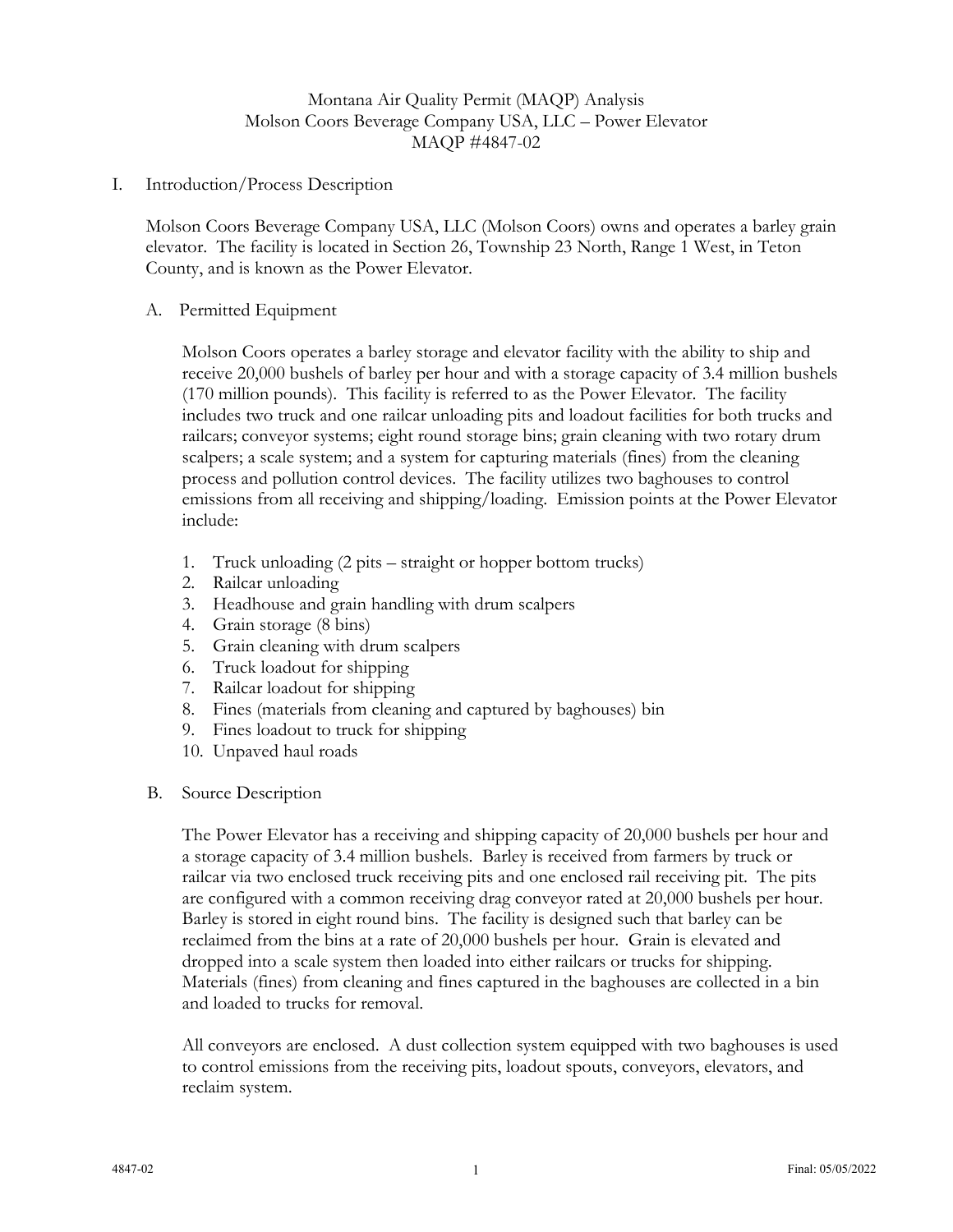Montana Air Quality Permit (MAQP) Analysis
Molson Coors Beverage Company USA, LLC – Power Elevator
MAQP #4847-02

## I. Introduction/Process Description

Molson Coors Beverage Company USA, LLC (Molson Coors) owns and operates a barley grain elevator. The facility is located in Section 26, Township 23 North, Range 1 West, in Teton County, and is known as the Power Elevator.

### A. Permitted Equipment

Molson Coors operates a barley storage and elevator facility with the ability to ship and receive 20,000 bushels of barley per hour and with a storage capacity of 3.4 million bushels (170 million pounds). This facility is referred to as the Power Elevator. The facility includes two truck and one railcar unloading pits and loadout facilities for both trucks and railcars; conveyor systems; eight round storage bins; grain cleaning with two rotary drum scalpers; a scale system; and a system for capturing materials (fines) from the cleaning process and pollution control devices. The facility utilizes two baghouses to control emissions from all receiving and shipping/loading. Emission points at the Power Elevator include:

1. Truck unloading (2 pits – straight or hopper bottom trucks)
2. Railcar unloading
3. Headhouse and grain handling with drum scalpers
4. Grain storage (8 bins)
5. Grain cleaning with drum scalpers
6. Truck loadout for shipping
7. Railcar loadout for shipping
8. Fines (materials from cleaning and captured by baghouses) bin
9. Fines loadout to truck for shipping
10. Unpaved haul roads

### B. Source Description

The Power Elevator has a receiving and shipping capacity of 20,000 bushels per hour and a storage capacity of 3.4 million bushels. Barley is received from farmers by truck or railcar via two enclosed truck receiving pits and one enclosed rail receiving pit. The pits are configured with a common receiving drag conveyor rated at 20,000 bushels per hour. Barley is stored in eight round bins. The facility is designed such that barley can be reclaimed from the bins at a rate of 20,000 bushels per hour. Grain is elevated and dropped into a scale system then loaded into either railcars or trucks for shipping. Materials (fines) from cleaning and fines captured in the baghouses are collected in a bin and loaded to trucks for removal.

All conveyors are enclosed. A dust collection system equipped with two baghouses is used to control emissions from the receiving pits, loadout spouts, conveyors, elevators, and reclaim system.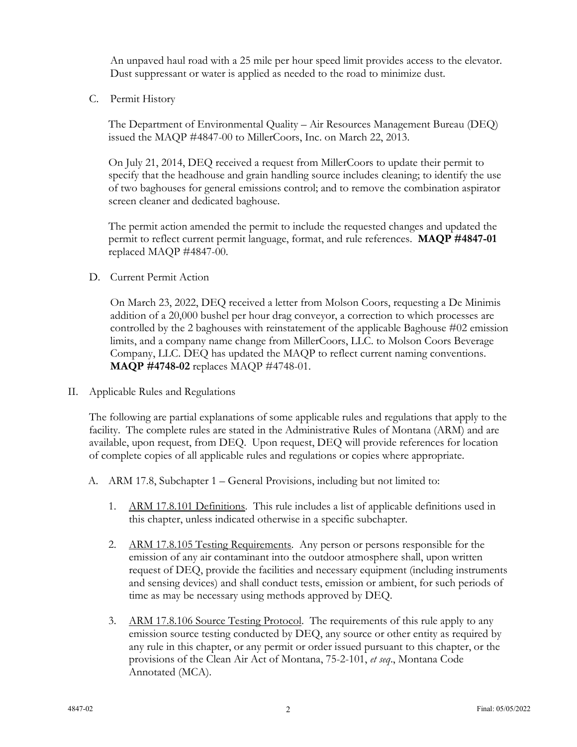An unpaved haul road with a 25 mile per hour speed limit provides access to the elevator. Dust suppressant or water is applied as needed to the road to minimize dust.

C. Permit History

The Department of Environmental Quality – Air Resources Management Bureau (DEQ) issued the MAQP #4847-00 to MillerCoors, Inc. on March 22, 2013.

On July 21, 2014, DEQ received a request from MillerCoors to update their permit to specify that the headhouse and grain handling source includes cleaning; to identify the use of two baghouses for general emissions control; and to remove the combination aspirator screen cleaner and dedicated baghouse.

The permit action amended the permit to include the requested changes and updated the permit to reflect current permit language, format, and rule references. **MAQP #4847-01** replaced MAQP #4847-00.

D. Current Permit Action

On March 23, 2022, DEQ received a letter from Molson Coors, requesting a De Minimis addition of a 20,000 bushel per hour drag conveyor, a correction to which processes are controlled by the 2 baghouses with reinstatement of the applicable Baghouse #02 emission limits, and a company name change from MillerCoors, LLC. to Molson Coors Beverage Company, LLC. DEQ has updated the MAQP to reflect current naming conventions. **MAQP #4748-02** replaces MAQP #4748-01.

II. Applicable Rules and Regulations

The following are partial explanations of some applicable rules and regulations that apply to the facility. The complete rules are stated in the Administrative Rules of Montana (ARM) and are available, upon request, from DEQ. Upon request, DEQ will provide references for location of complete copies of all applicable rules and regulations or copies where appropriate.

A. ARM 17.8, Subchapter 1 – General Provisions, including but not limited to:

1. ARM 17.8.101 Definitions. This rule includes a list of applicable definitions used in this chapter, unless indicated otherwise in a specific subchapter.

2. ARM 17.8.105 Testing Requirements. Any person or persons responsible for the emission of any air contaminant into the outdoor atmosphere shall, upon written request of DEQ, provide the facilities and necessary equipment (including instruments and sensing devices) and shall conduct tests, emission or ambient, for such periods of time as may be necessary using methods approved by DEQ.

3. ARM 17.8.106 Source Testing Protocol. The requirements of this rule apply to any emission source testing conducted by DEQ, any source or other entity as required by any rule in this chapter, or any permit or order issued pursuant to this chapter, or the provisions of the Clean Air Act of Montana, 75-2-101, *et seq*., Montana Code Annotated (MCA).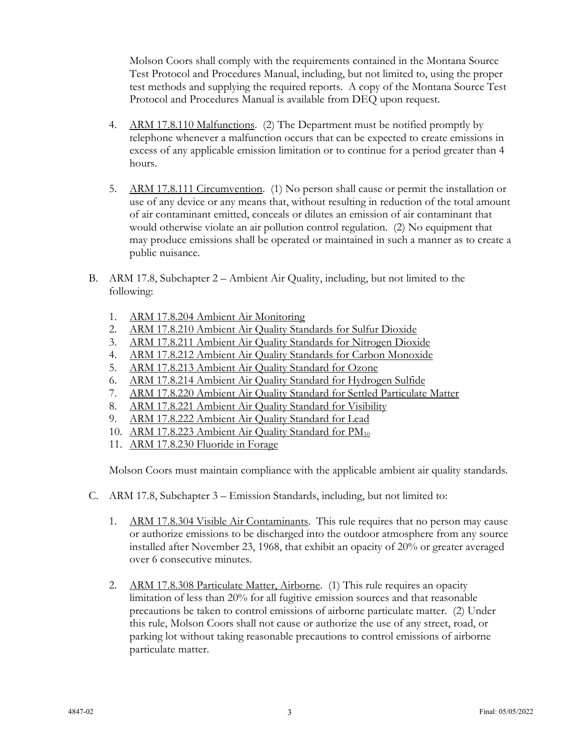Molson Coors shall comply with the requirements contained in the Montana Source Test Protocol and Procedures Manual, including, but not limited to, using the proper test methods and supplying the required reports. A copy of the Montana Source Test Protocol and Procedures Manual is available from DEQ upon request.

4. ARM 17.8.110 Malfunctions. (2) The Department must be notified promptly by telephone whenever a malfunction occurs that can be expected to create emissions in excess of any applicable emission limitation or to continue for a period greater than 4 hours.

5. ARM 17.8.111 Circumvention. (1) No person shall cause or permit the installation or use of any device or any means that, without resulting in reduction of the total amount of air contaminant emitted, conceals or dilutes an emission of air contaminant that would otherwise violate an air pollution control regulation. (2) No equipment that may produce emissions shall be operated or maintained in such a manner as to create a public nuisance.

B. ARM 17.8, Subchapter 2 – Ambient Air Quality, including, but not limited to the following:

1. ARM 17.8.204 Ambient Air Monitoring
2. ARM 17.8.210 Ambient Air Quality Standards for Sulfur Dioxide
3. ARM 17.8.211 Ambient Air Quality Standards for Nitrogen Dioxide
4. ARM 17.8.212 Ambient Air Quality Standards for Carbon Monoxide
5. ARM 17.8.213 Ambient Air Quality Standard for Ozone
6. ARM 17.8.214 Ambient Air Quality Standard for Hydrogen Sulfide
7. ARM 17.8.220 Ambient Air Quality Standard for Settled Particulate Matter
8. ARM 17.8.221 Ambient Air Quality Standard for Visibility
9. ARM 17.8.222 Ambient Air Quality Standard for Lead
10. ARM 17.8.223 Ambient Air Quality Standard for $PM_{10}$
11. ARM 17.8.230 Fluoride in Forage

Molson Coors must maintain compliance with the applicable ambient air quality standards.

C. ARM 17.8, Subchapter 3 – Emission Standards, including, but not limited to:

1. ARM 17.8.304 Visible Air Contaminants. This rule requires that no person may cause or authorize emissions to be discharged into the outdoor atmosphere from any source installed after November 23, 1968, that exhibit an opacity of 20% or greater averaged over 6 consecutive minutes.

2. ARM 17.8.308 Particulate Matter, Airborne. (1) This rule requires an opacity limitation of less than 20% for all fugitive emission sources and that reasonable precautions be taken to control emissions of airborne particulate matter. (2) Under this rule, Molson Coors shall not cause or authorize the use of any street, road, or parking lot without taking reasonable precautions to control emissions of airborne particulate matter.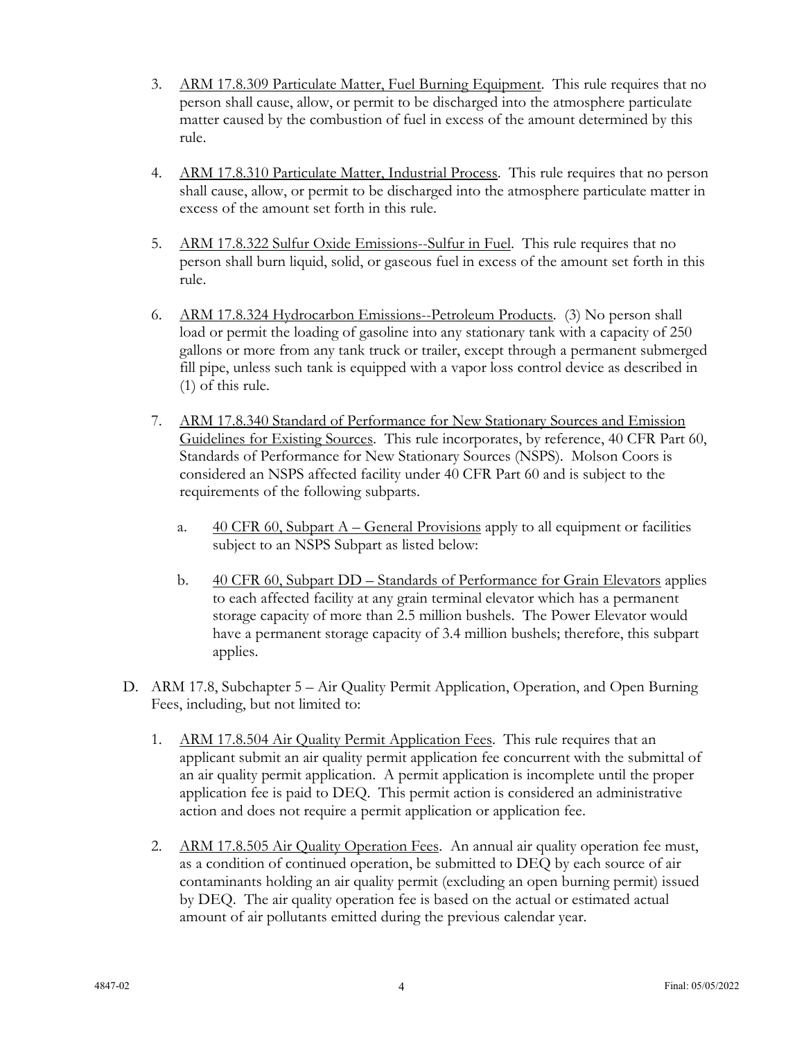3. ARM 17.8.309 Particulate Matter, Fuel Burning Equipment. This rule requires that no person shall cause, allow, or permit to be discharged into the atmosphere particulate matter caused by the combustion of fuel in excess of the amount determined by this rule.

4. ARM 17.8.310 Particulate Matter, Industrial Process. This rule requires that no person shall cause, allow, or permit to be discharged into the atmosphere particulate matter in excess of the amount set forth in this rule.

5. ARM 17.8.322 Sulfur Oxide Emissions--Sulfur in Fuel. This rule requires that no person shall burn liquid, solid, or gaseous fuel in excess of the amount set forth in this rule.

6. ARM 17.8.324 Hydrocarbon Emissions--Petroleum Products. (3) No person shall load or permit the loading of gasoline into any stationary tank with a capacity of 250 gallons or more from any tank truck or trailer, except through a permanent submerged fill pipe, unless such tank is equipped with a vapor loss control device as described in (1) of this rule.

7. ARM 17.8.340 Standard of Performance for New Stationary Sources and Emission Guidelines for Existing Sources. This rule incorporates, by reference, 40 CFR Part 60, Standards of Performance for New Stationary Sources (NSPS). Molson Coors is considered an NSPS affected facility under 40 CFR Part 60 and is subject to the requirements of the following subparts.

   a. 40 CFR 60, Subpart A – General Provisions apply to all equipment or facilities subject to an NSPS Subpart as listed below:

   b. 40 CFR 60, Subpart DD – Standards of Performance for Grain Elevators applies to each affected facility at any grain terminal elevator which has a permanent storage capacity of more than 2.5 million bushels. The Power Elevator would have a permanent storage capacity of 3.4 million bushels; therefore, this subpart applies.

D. ARM 17.8, Subchapter 5 – Air Quality Permit Application, Operation, and Open Burning Fees, including, but not limited to:

1. ARM 17.8.504 Air Quality Permit Application Fees. This rule requires that an applicant submit an air quality permit application fee concurrent with the submittal of an air quality permit application. A permit application is incomplete until the proper application fee is paid to DEQ. This permit action is considered an administrative action and does not require a permit application or application fee.

2. ARM 17.8.505 Air Quality Operation Fees. An annual air quality operation fee must, as a condition of continued operation, be submitted to DEQ by each source of air contaminants holding an air quality permit (excluding an open burning permit) issued by DEQ. The air quality operation fee is based on the actual or estimated actual amount of air pollutants emitted during the previous calendar year.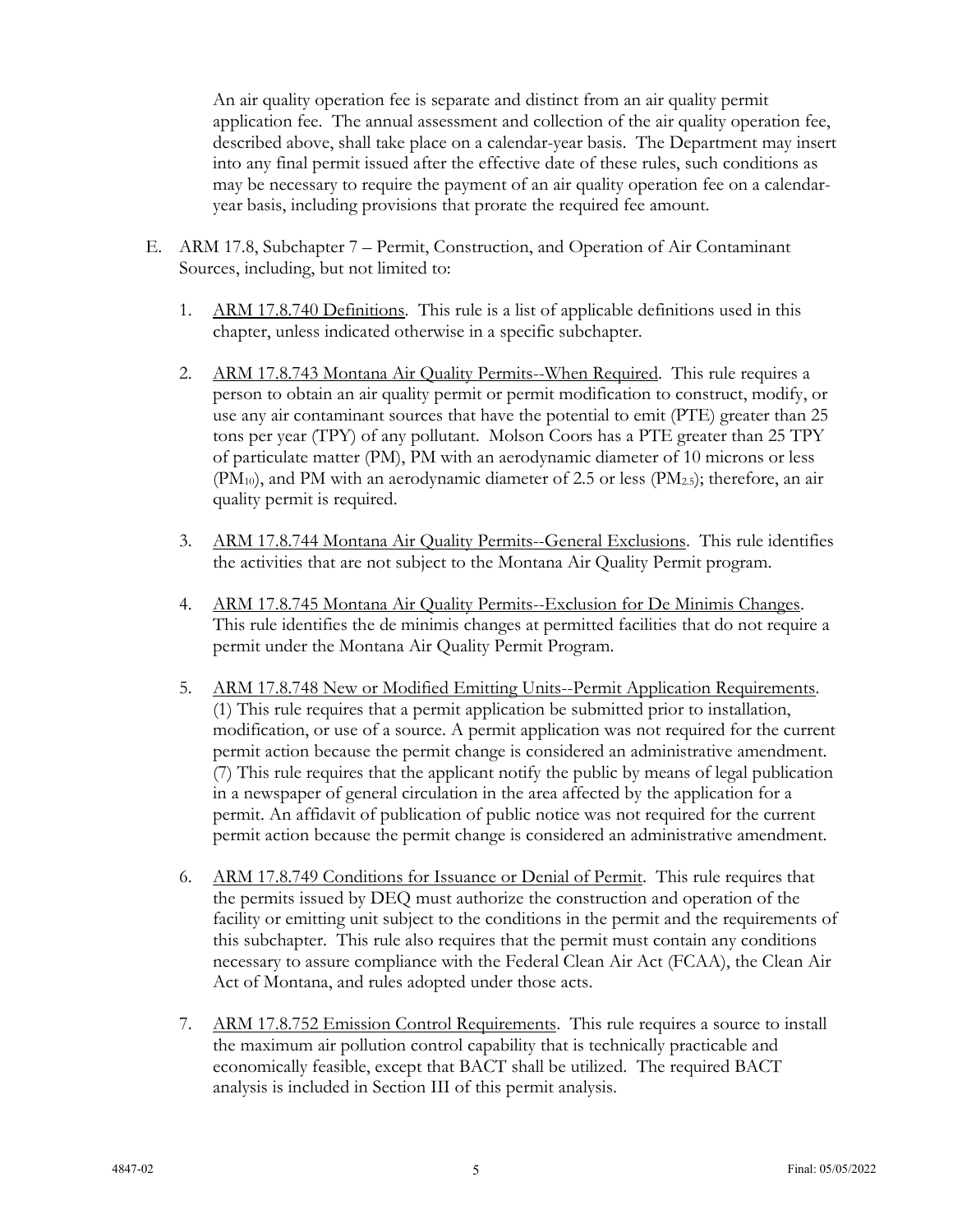An air quality operation fee is separate and distinct from an air quality permit application fee. The annual assessment and collection of the air quality operation fee, described above, shall take place on a calendar-year basis. The Department may insert into any final permit issued after the effective date of these rules, such conditions as may be necessary to require the payment of an air quality operation fee on a calendar-year basis, including provisions that prorate the required fee amount.

E. ARM 17.8, Subchapter 7 – Permit, Construction, and Operation of Air Contaminant Sources, including, but not limited to:

1. ARM 17.8.740 Definitions. This rule is a list of applicable definitions used in this chapter, unless indicated otherwise in a specific subchapter.

2. ARM 17.8.743 Montana Air Quality Permits--When Required. This rule requires a person to obtain an air quality permit or permit modification to construct, modify, or use any air contaminant sources that have the potential to emit (PTE) greater than 25 tons per year (TPY) of any pollutant. Molson Coors has a PTE greater than 25 TPY of particulate matter (PM), PM with an aerodynamic diameter of 10 microns or less ($PM_{10}$), and PM with an aerodynamic diameter of 2.5 or less ($PM_{2.5}$); therefore, an air quality permit is required.

3. ARM 17.8.744 Montana Air Quality Permits--General Exclusions. This rule identifies the activities that are not subject to the Montana Air Quality Permit program.

4. ARM 17.8.745 Montana Air Quality Permits--Exclusion for De Minimis Changes. This rule identifies the de minimis changes at permitted facilities that do not require a permit under the Montana Air Quality Permit Program.

5. ARM 17.8.748 New or Modified Emitting Units--Permit Application Requirements. (1) This rule requires that a permit application be submitted prior to installation, modification, or use of a source. A permit application was not required for the current permit action because the permit change is considered an administrative amendment. (7) This rule requires that the applicant notify the public by means of legal publication in a newspaper of general circulation in the area affected by the application for a permit. An affidavit of publication of public notice was not required for the current permit action because the permit change is considered an administrative amendment.

6. ARM 17.8.749 Conditions for Issuance or Denial of Permit. This rule requires that the permits issued by DEQ must authorize the construction and operation of the facility or emitting unit subject to the conditions in the permit and the requirements of this subchapter. This rule also requires that the permit must contain any conditions necessary to assure compliance with the Federal Clean Air Act (FCAA), the Clean Air Act of Montana, and rules adopted under those acts.

7. ARM 17.8.752 Emission Control Requirements. This rule requires a source to install the maximum air pollution control capability that is technically practicable and economically feasible, except that BACT shall be utilized. The required BACT analysis is included in Section III of this permit analysis.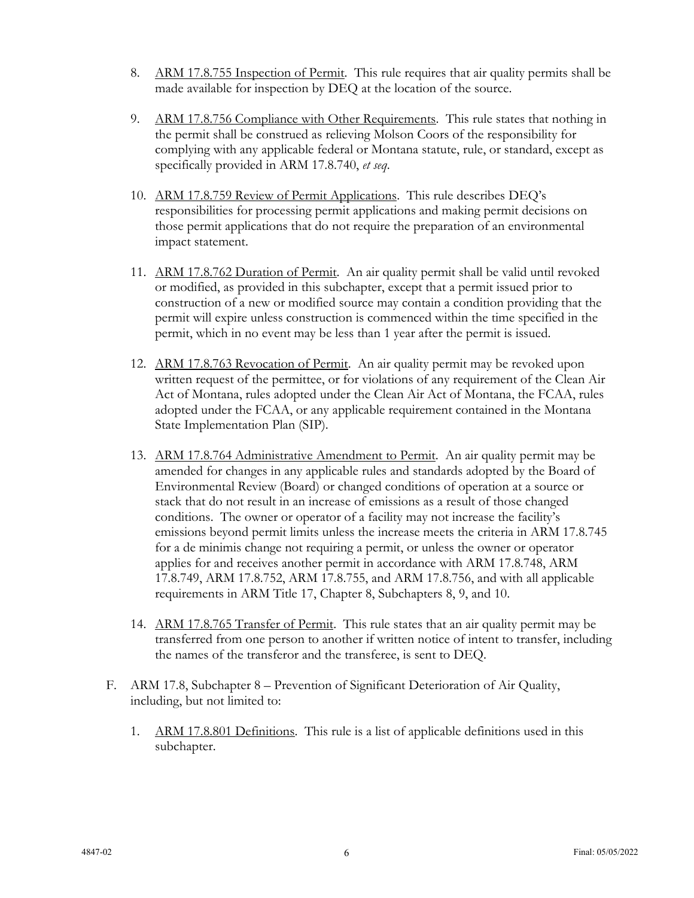8. ARM 17.8.755 Inspection of Permit. This rule requires that air quality permits shall be made available for inspection by DEQ at the location of the source.

9. ARM 17.8.756 Compliance with Other Requirements. This rule states that nothing in the permit shall be construed as relieving Molson Coors of the responsibility for complying with any applicable federal or Montana statute, rule, or standard, except as specifically provided in ARM 17.8.740, *et seq*.

10. ARM 17.8.759 Review of Permit Applications. This rule describes DEQ's responsibilities for processing permit applications and making permit decisions on those permit applications that do not require the preparation of an environmental impact statement.

11. ARM 17.8.762 Duration of Permit. An air quality permit shall be valid until revoked or modified, as provided in this subchapter, except that a permit issued prior to construction of a new or modified source may contain a condition providing that the permit will expire unless construction is commenced within the time specified in the permit, which in no event may be less than 1 year after the permit is issued.

12. ARM 17.8.763 Revocation of Permit. An air quality permit may be revoked upon written request of the permittee, or for violations of any requirement of the Clean Air Act of Montana, rules adopted under the Clean Air Act of Montana, the FCAA, rules adopted under the FCAA, or any applicable requirement contained in the Montana State Implementation Plan (SIP).

13. ARM 17.8.764 Administrative Amendment to Permit. An air quality permit may be amended for changes in any applicable rules and standards adopted by the Board of Environmental Review (Board) or changed conditions of operation at a source or stack that do not result in an increase of emissions as a result of those changed conditions. The owner or operator of a facility may not increase the facility's emissions beyond permit limits unless the increase meets the criteria in ARM 17.8.745 for a de minimis change not requiring a permit, or unless the owner or operator applies for and receives another permit in accordance with ARM 17.8.748, ARM 17.8.749, ARM 17.8.752, ARM 17.8.755, and ARM 17.8.756, and with all applicable requirements in ARM Title 17, Chapter 8, Subchapters 8, 9, and 10.

14. ARM 17.8.765 Transfer of Permit. This rule states that an air quality permit may be transferred from one person to another if written notice of intent to transfer, including the names of the transferor and the transferee, is sent to DEQ.

F. ARM 17.8, Subchapter 8 – Prevention of Significant Deterioration of Air Quality, including, but not limited to:

   1. ARM 17.8.801 Definitions. This rule is a list of applicable definitions used in this subchapter.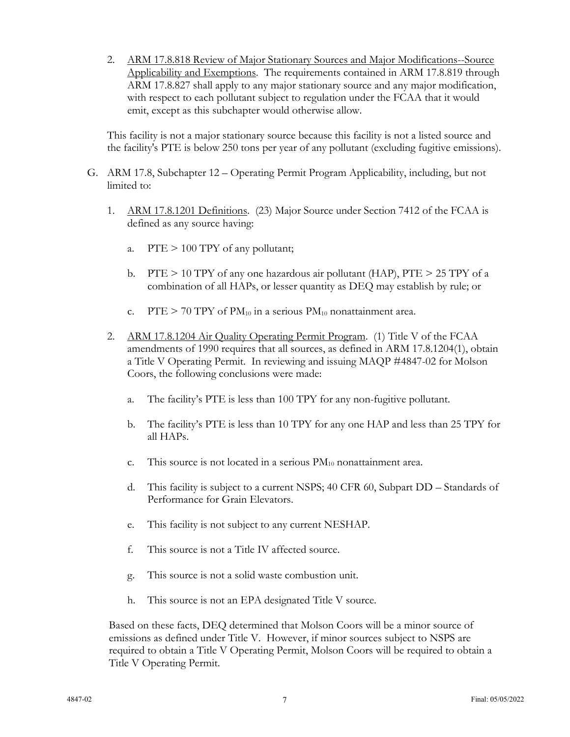2. ARM 17.8.818 Review of Major Stationary Sources and Major Modifications--Source Applicability and Exemptions. The requirements contained in ARM 17.8.819 through ARM 17.8.827 shall apply to any major stationary source and any major modification, with respect to each pollutant subject to regulation under the FCAA that it would emit, except as this subchapter would otherwise allow.

   This facility is not a major stationary source because this facility is not a listed source and the facility's PTE is below 250 tons per year of any pollutant (excluding fugitive emissions).

G. ARM 17.8, Subchapter 12 – Operating Permit Program Applicability, including, but not limited to:

   1. ARM 17.8.1201 Definitions. (23) Major Source under Section 7412 of the FCAA is defined as any source having:

      a. PTE > 100 TPY of any pollutant;

      b. PTE > 10 TPY of any one hazardous air pollutant (HAP), PTE > 25 TPY of a combination of all HAPs, or lesser quantity as DEQ may establish by rule; or

      c. PTE > 70 TPY of $PM_{10}$ in a serious $PM_{10}$ nonattainment area.

   2. ARM 17.8.1204 Air Quality Operating Permit Program. (1) Title V of the FCAA amendments of 1990 requires that all sources, as defined in ARM 17.8.1204(1), obtain a Title V Operating Permit. In reviewing and issuing MAQP #4847-02 for Molson Coors, the following conclusions were made:

      a. The facility's PTE is less than 100 TPY for any non-fugitive pollutant.

      b. The facility's PTE is less than 10 TPY for any one HAP and less than 25 TPY for all HAPs.

      c. This source is not located in a serious $PM_{10}$ nonattainment area.

      d. This facility is subject to a current NSPS; 40 CFR 60, Subpart DD – Standards of Performance for Grain Elevators.

      e. This facility is not subject to any current NESHAP.

      f. This source is not a Title IV affected source.

      g. This source is not a solid waste combustion unit.

      h. This source is not an EPA designated Title V source.

   Based on these facts, DEQ determined that Molson Coors will be a minor source of emissions as defined under Title V. However, if minor sources subject to NSPS are required to obtain a Title V Operating Permit, Molson Coors will be required to obtain a Title V Operating Permit.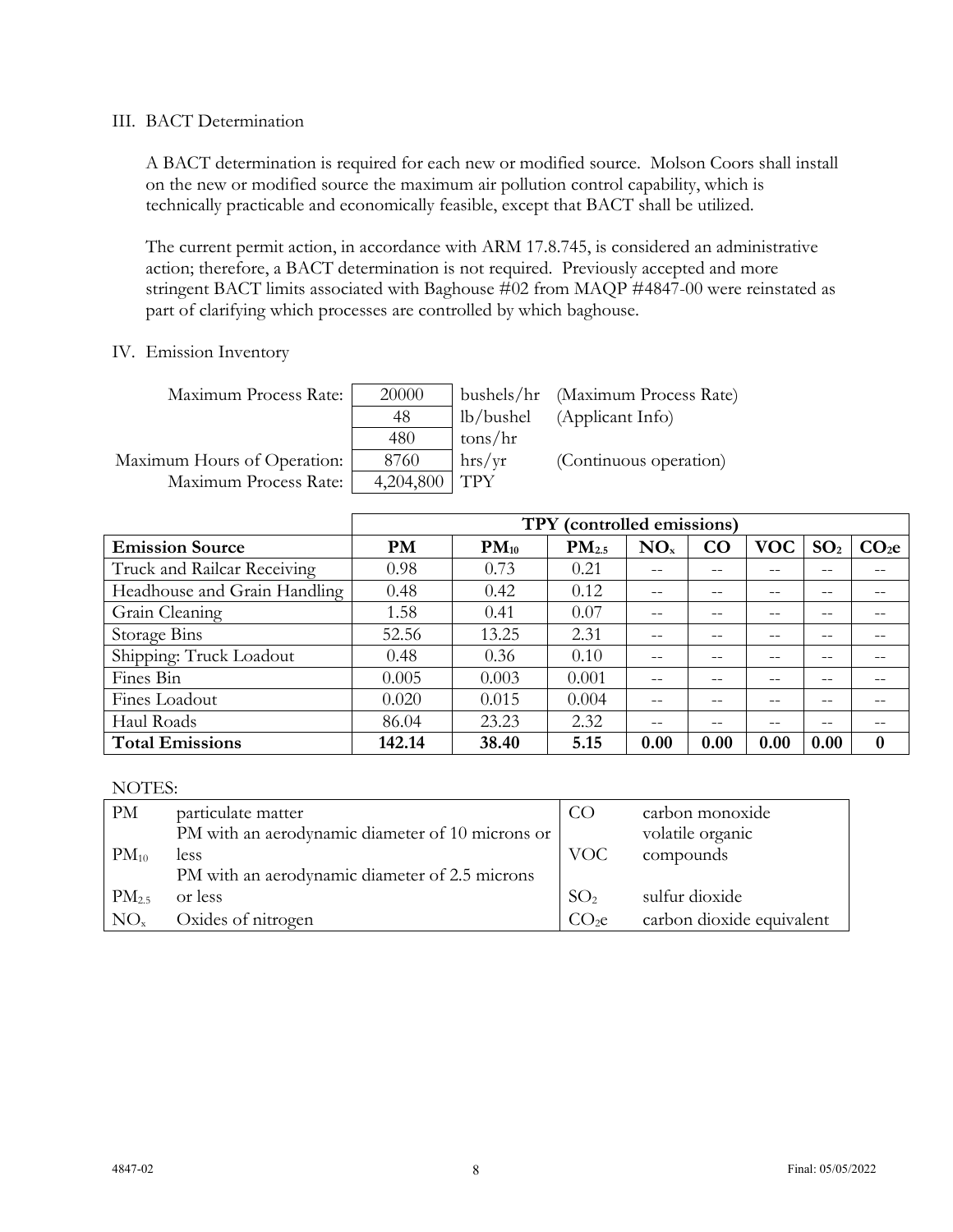## III. BACT Determination

A BACT determination is required for each new or modified source. Molson Coors shall install on the new or modified source the maximum air pollution control capability, which is technically practicable and economically feasible, except that BACT shall be utilized.

The current permit action, in accordance with ARM 17.8.745, is considered an administrative action; therefore, a BACT determination is not required. Previously accepted and more stringent BACT limits associated with Baghouse #02 from MAQP #4847-00 were reinstated as part of clarifying which processes are controlled by which baghouse.

## IV. Emission Inventory

| | | | |
|---|---|---|---|
| Maximum Process Rate: | 20000 | bushels/hr | (Maximum Process Rate) |
| | 48 | lb/bushel | (Applicant Info) |
| | 480 | tons/hr | |
| Maximum Hours of Operation: | 8760 | hrs/yr | (Continuous operation) |
| Maximum Process Rate: | 4,204,800 | TPY | |

| | TPY (controlled emissions) | | | | | | | |
|---|---|---|---|---|---|---|---|---|
| **Emission Source** | **PM** | **$PM_{10}$** | **$PM_{2.5}$** | **$NO_x$** | **CO** | **VOC** | **$SO_2$** | **$CO_2e$** |
| Truck and Railcar Receiving | 0.98 | 0.73 | 0.21 | -- | -- | -- | -- | -- |
| Headhouse and Grain Handling | 0.48 | 0.42 | 0.12 | -- | -- | -- | -- | -- |
| Grain Cleaning | 1.58 | 0.41 | 0.07 | -- | -- | -- | -- | -- |
| Storage Bins | 52.56 | 13.25 | 2.31 | -- | -- | -- | -- | -- |
| Shipping: Truck Loadout | 0.48 | 0.36 | 0.10 | -- | -- | -- | -- | -- |
| Fines Bin | 0.005 | 0.003 | 0.001 | -- | -- | -- | -- | -- |
| Fines Loadout | 0.020 | 0.015 | 0.004 | -- | -- | -- | -- | -- |
| Haul Roads | 86.04 | 23.23 | 2.32 | -- | -- | -- | -- | -- |
| **Total Emissions** | **142.14** | **38.40** | **5.15** | **0.00** | **0.00** | **0.00** | **0.00** | **0** |

NOTES:

| | | | |
|---|---|---|---|
| PM | particulate matter | CO | carbon monoxide |
| $PM_{10}$ | PM with an aerodynamic diameter of 10 microns or less | VOC | volatile organic compounds |
| $PM_{2.5}$ | PM with an aerodynamic diameter of 2.5 microns or less | $SO_2$ | sulfur dioxide |
| $NO_x$ | Oxides of nitrogen | $CO_2e$ | carbon dioxide equivalent |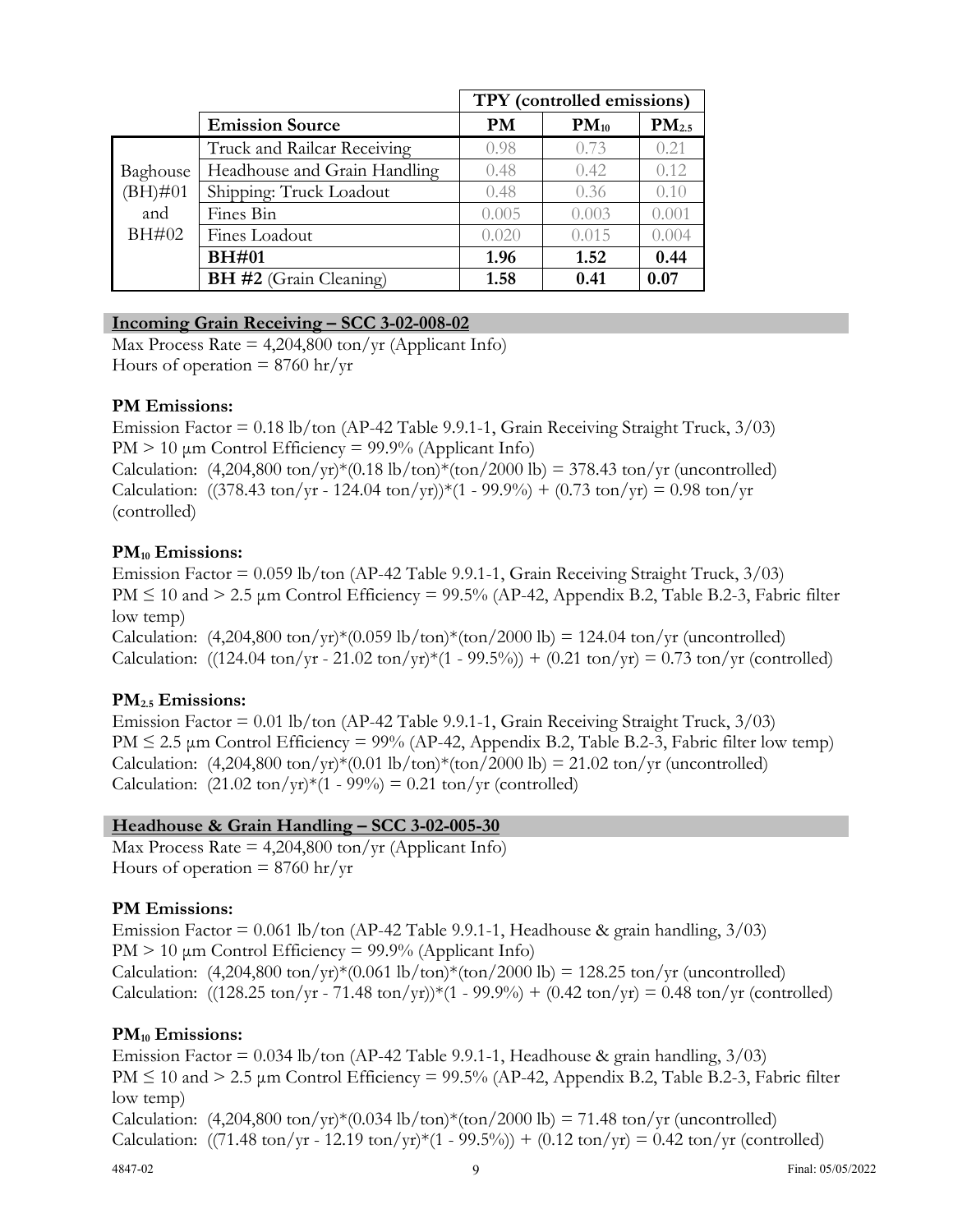| | | TPY (controlled emissions) | | |
|---|---|---|---|---|
| | **Emission Source** | **PM** | **$PM_{10}$** | **$PM_{2.5}$** |
| Baghouse (BH)#01 and BH#02 | Truck and Railcar Receiving | 0.98 | 0.73 | 0.21 |
| | Headhouse and Grain Handling | 0.48 | 0.42 | 0.12 |
| | Shipping: Truck Loadout | 0.48 | 0.36 | 0.10 |
| | Fines Bin | 0.005 | 0.003 | 0.001 |
| | Fines Loadout | 0.020 | 0.015 | 0.004 |
| | **BH#01** | **1.96** | **1.52** | **0.44** |
| | **BH #2** (Grain Cleaning) | **1.58** | **0.41** | **0.07** |

## Incoming Grain Receiving – SCC 3-02-008-02

Max Process Rate = 4,204,800 ton/yr (Applicant Info)
Hours of operation = 8760 hr/yr

### PM Emissions:

Emission Factor = 0.18 lb/ton (AP-42 Table 9.9.1-1, Grain Receiving Straight Truck, 3/03)
PM > 10 μm Control Efficiency = 99.9% (Applicant Info)
Calculation: (4,204,800 ton/yr)*(0.18 lb/ton)*(ton/2000 lb) = 378.43 ton/yr (uncontrolled)
Calculation: ((378.43 ton/yr - 124.04 ton/yr))*(1 - 99.9%) + (0.73 ton/yr) = 0.98 ton/yr (controlled)

### $PM_{10}$ Emissions:

Emission Factor = 0.059 lb/ton (AP-42 Table 9.9.1-1, Grain Receiving Straight Truck, 3/03)
PM ≤ 10 and > 2.5 μm Control Efficiency = 99.5% (AP-42, Appendix B.2, Table B.2-3, Fabric filter low temp)
Calculation: (4,204,800 ton/yr)*(0.059 lb/ton)*(ton/2000 lb) = 124.04 ton/yr (uncontrolled)
Calculation: ((124.04 ton/yr - 21.02 ton/yr)*(1 - 99.5%)) + (0.21 ton/yr) = 0.73 ton/yr (controlled)

### $PM_{2.5}$ Emissions:

Emission Factor = 0.01 lb/ton (AP-42 Table 9.9.1-1, Grain Receiving Straight Truck, 3/03)
PM ≤ 2.5 μm Control Efficiency = 99% (AP-42, Appendix B.2, Table B.2-3, Fabric filter low temp)
Calculation: (4,204,800 ton/yr)*(0.01 lb/ton)*(ton/2000 lb) = 21.02 ton/yr (uncontrolled)
Calculation: (21.02 ton/yr)*(1 - 99%) = 0.21 ton/yr (controlled)

## Headhouse & Grain Handling – SCC 3-02-005-30

Max Process Rate = 4,204,800 ton/yr (Applicant Info)
Hours of operation = 8760 hr/yr

### PM Emissions:

Emission Factor = 0.061 lb/ton (AP-42 Table 9.9.1-1, Headhouse & grain handling, 3/03)
PM > 10 μm Control Efficiency = 99.9% (Applicant Info)
Calculation: (4,204,800 ton/yr)*(0.061 lb/ton)*(ton/2000 lb) = 128.25 ton/yr (uncontrolled)
Calculation: ((128.25 ton/yr - 71.48 ton/yr))*(1 - 99.9%) + (0.42 ton/yr) = 0.48 ton/yr (controlled)

### $PM_{10}$ Emissions:

Emission Factor = 0.034 lb/ton (AP-42 Table 9.9.1-1, Headhouse & grain handling, 3/03)
PM ≤ 10 and > 2.5 μm Control Efficiency = 99.5% (AP-42, Appendix B.2, Table B.2-3, Fabric filter low temp)
Calculation: (4,204,800 ton/yr)*(0.034 lb/ton)*(ton/2000 lb) = 71.48 ton/yr (uncontrolled)
Calculation: ((71.48 ton/yr - 12.19 ton/yr)*(1 - 99.5%)) + (0.12 ton/yr) = 0.42 ton/yr (controlled)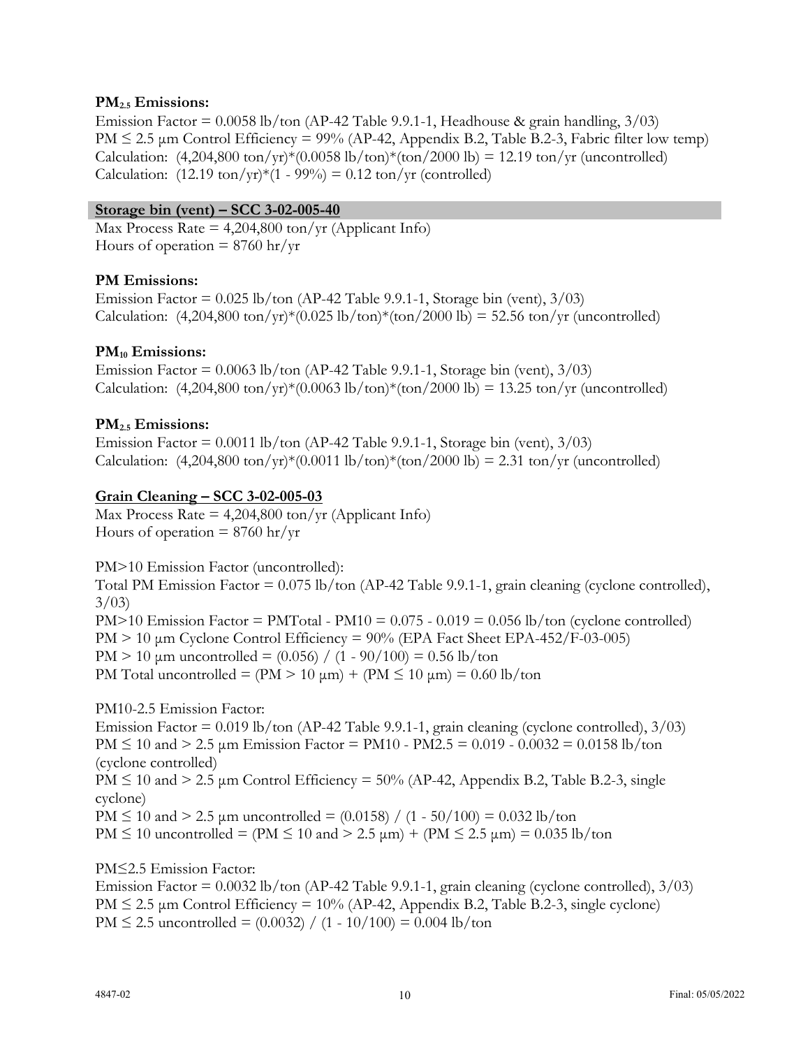**$PM_{2.5}$ Emissions:**

Emission Factor = 0.0058 lb/ton (AP-42 Table 9.9.1-1, Headhouse & grain handling, 3/03)
PM ≤ 2.5 μm Control Efficiency = 99% (AP-42, Appendix B.2, Table B.2-3, Fabric filter low temp)
Calculation: (4,204,800 ton/yr)*(0.0058 lb/ton)*(ton/2000 lb) = 12.19 ton/yr (uncontrolled)
Calculation: (12.19 ton/yr)*(1 - 99%) = 0.12 ton/yr (controlled)

**Storage bin (vent) – SCC 3-02-005-40**

Max Process Rate = 4,204,800 ton/yr (Applicant Info)
Hours of operation = 8760 hr/yr

**PM Emissions:**

Emission Factor = 0.025 lb/ton (AP-42 Table 9.9.1-1, Storage bin (vent), 3/03)
Calculation: (4,204,800 ton/yr)*(0.025 lb/ton)*(ton/2000 lb) = 52.56 ton/yr (uncontrolled)

**$PM_{10}$ Emissions:**

Emission Factor = 0.0063 lb/ton (AP-42 Table 9.9.1-1, Storage bin (vent), 3/03)
Calculation: (4,204,800 ton/yr)*(0.0063 lb/ton)*(ton/2000 lb) = 13.25 ton/yr (uncontrolled)

**$PM_{2.5}$ Emissions:**

Emission Factor = 0.0011 lb/ton (AP-42 Table 9.9.1-1, Storage bin (vent), 3/03)
Calculation: (4,204,800 ton/yr)*(0.0011 lb/ton)*(ton/2000 lb) = 2.31 ton/yr (uncontrolled)

**Grain Cleaning – SCC 3-02-005-03**

Max Process Rate = 4,204,800 ton/yr (Applicant Info)
Hours of operation = 8760 hr/yr

PM>10 Emission Factor (uncontrolled):
Total PM Emission Factor = 0.075 lb/ton (AP-42 Table 9.9.1-1, grain cleaning (cyclone controlled), 3/03)
PM>10 Emission Factor = PMTotal - PM10 = 0.075 - 0.019 = 0.056 lb/ton (cyclone controlled)
PM > 10 μm Cyclone Control Efficiency = 90% (EPA Fact Sheet EPA-452/F-03-005)
PM > 10 μm uncontrolled = (0.056) / (1 - 90/100) = 0.56 lb/ton
PM Total uncontrolled = (PM > 10 μm) + (PM ≤ 10 μm) = 0.60 lb/ton

PM10-2.5 Emission Factor:
Emission Factor = 0.019 lb/ton (AP-42 Table 9.9.1-1, grain cleaning (cyclone controlled), 3/03)
PM ≤ 10 and > 2.5 μm Emission Factor = PM10 - PM2.5 = 0.019 - 0.0032 = 0.0158 lb/ton (cyclone controlled)
PM ≤ 10 and > 2.5 μm Control Efficiency = 50% (AP-42, Appendix B.2, Table B.2-3, single cyclone)
PM ≤ 10 and > 2.5 μm uncontrolled = (0.0158) / (1 - 50/100) = 0.032 lb/ton
PM ≤ 10 uncontrolled = (PM ≤ 10 and > 2.5 μm) + (PM ≤ 2.5 μm) = 0.035 lb/ton

PM≤2.5 Emission Factor:
Emission Factor = 0.0032 lb/ton (AP-42 Table 9.9.1-1, grain cleaning (cyclone controlled), 3/03)
PM ≤ 2.5 μm Control Efficiency = 10% (AP-42, Appendix B.2, Table B.2-3, single cyclone)
PM ≤ 2.5 uncontrolled = (0.0032) / (1 - 10/100) = 0.004 lb/ton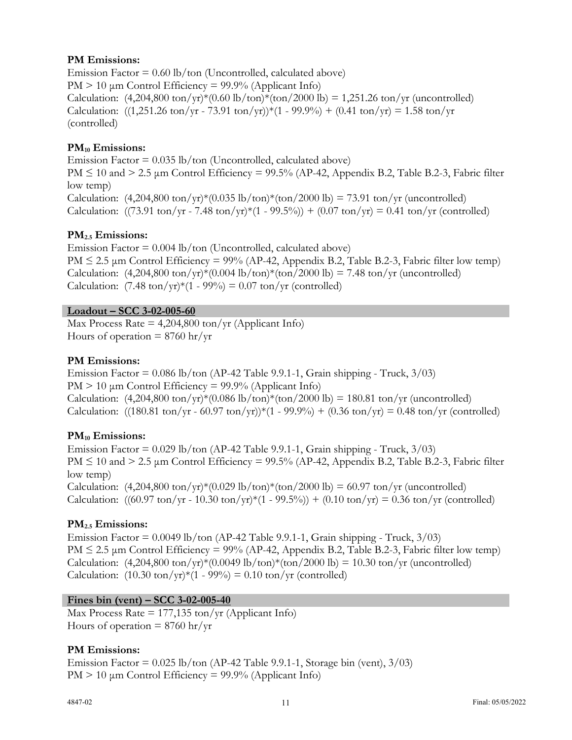**PM Emissions:**

Emission Factor = 0.60 lb/ton (Uncontrolled, calculated above)
PM > 10 μm Control Efficiency = 99.9% (Applicant Info)
Calculation: (4,204,800 ton/yr)*(0.60 lb/ton)*(ton/2000 lb) = 1,251.26 ton/yr (uncontrolled)
Calculation: ((1,251.26 ton/yr - 73.91 ton/yr))*(1 - 99.9%) + (0.41 ton/yr) = 1.58 ton/yr (controlled)

**$PM_{10}$ Emissions:**

Emission Factor = 0.035 lb/ton (Uncontrolled, calculated above)
PM ≤ 10 and > 2.5 μm Control Efficiency = 99.5% (AP-42, Appendix B.2, Table B.2-3, Fabric filter low temp)
Calculation: (4,204,800 ton/yr)*(0.035 lb/ton)*(ton/2000 lb) = 73.91 ton/yr (uncontrolled)
Calculation: ((73.91 ton/yr - 7.48 ton/yr)*(1 - 99.5%)) + (0.07 ton/yr) = 0.41 ton/yr (controlled)

**$PM_{2.5}$ Emissions:**

Emission Factor = 0.004 lb/ton (Uncontrolled, calculated above)
PM ≤ 2.5 μm Control Efficiency = 99% (AP-42, Appendix B.2, Table B.2-3, Fabric filter low temp)
Calculation: (4,204,800 ton/yr)*(0.004 lb/ton)*(ton/2000 lb) = 7.48 ton/yr (uncontrolled)
Calculation: (7.48 ton/yr)*(1 - 99%) = 0.07 ton/yr (controlled)

## Loadout – SCC 3-02-005-60

Max Process Rate = 4,204,800 ton/yr (Applicant Info)
Hours of operation = 8760 hr/yr

**PM Emissions:**

Emission Factor = 0.086 lb/ton (AP-42 Table 9.9.1-1, Grain shipping - Truck, 3/03)
PM > 10 μm Control Efficiency = 99.9% (Applicant Info)
Calculation: (4,204,800 ton/yr)*(0.086 lb/ton)*(ton/2000 lb) = 180.81 ton/yr (uncontrolled)
Calculation: ((180.81 ton/yr - 60.97 ton/yr))*(1 - 99.9%) + (0.36 ton/yr) = 0.48 ton/yr (controlled)

**$PM_{10}$ Emissions:**

Emission Factor = 0.029 lb/ton (AP-42 Table 9.9.1-1, Grain shipping - Truck, 3/03)
PM ≤ 10 and > 2.5 μm Control Efficiency = 99.5% (AP-42, Appendix B.2, Table B.2-3, Fabric filter low temp)
Calculation: (4,204,800 ton/yr)*(0.029 lb/ton)*(ton/2000 lb) = 60.97 ton/yr (uncontrolled)
Calculation: ((60.97 ton/yr - 10.30 ton/yr)*(1 - 99.5%)) + (0.10 ton/yr) = 0.36 ton/yr (controlled)

**$PM_{2.5}$ Emissions:**

Emission Factor = 0.0049 lb/ton (AP-42 Table 9.9.1-1, Grain shipping - Truck, 3/03)
PM ≤ 2.5 μm Control Efficiency = 99% (AP-42, Appendix B.2, Table B.2-3, Fabric filter low temp)
Calculation: (4,204,800 ton/yr)*(0.0049 lb/ton)*(ton/2000 lb) = 10.30 ton/yr (uncontrolled)
Calculation: (10.30 ton/yr)*(1 - 99%) = 0.10 ton/yr (controlled)

## Fines bin (vent) – SCC 3-02-005-40

Max Process Rate = 177,135 ton/yr (Applicant Info)
Hours of operation = 8760 hr/yr

**PM Emissions:**

Emission Factor = 0.025 lb/ton (AP-42 Table 9.9.1-1, Storage bin (vent), 3/03)
PM > 10 μm Control Efficiency = 99.9% (Applicant Info)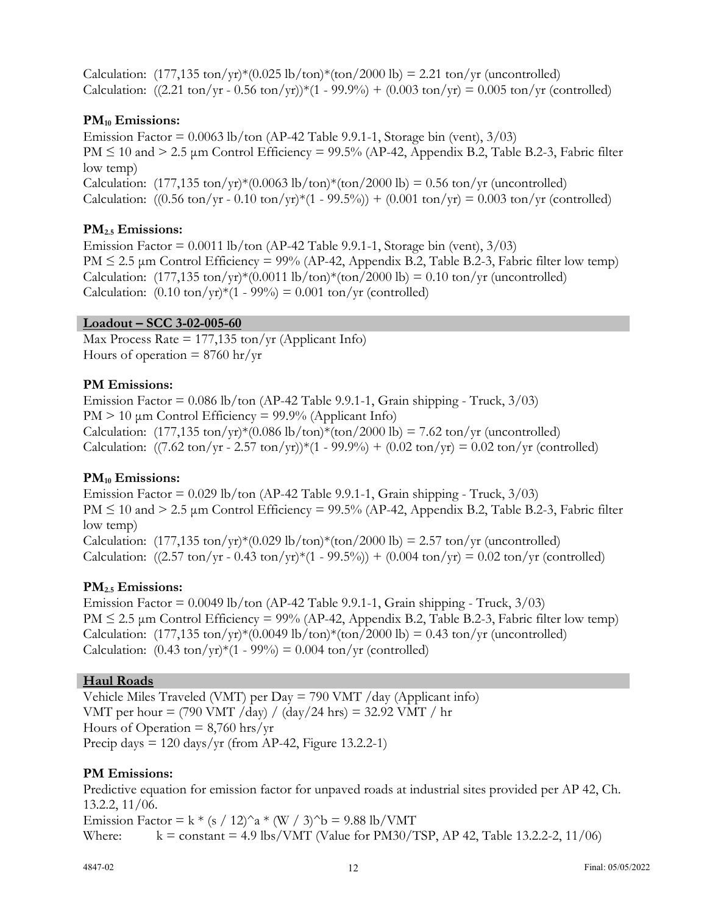Calculation: (177,135 ton/yr)*(0.025 lb/ton)*(ton/2000 lb) = 2.21 ton/yr (uncontrolled)
Calculation: ((2.21 ton/yr - 0.56 ton/yr))*(1 - 99.9%) + (0.003 ton/yr) = 0.005 ton/yr (controlled)

**$PM_{10}$ Emissions:**

Emission Factor = 0.0063 lb/ton (AP-42 Table 9.9.1-1, Storage bin (vent), 3/03)
PM ≤ 10 and > 2.5 μm Control Efficiency = 99.5% (AP-42, Appendix B.2, Table B.2-3, Fabric filter low temp)
Calculation: (177,135 ton/yr)*(0.0063 lb/ton)*(ton/2000 lb) = 0.56 ton/yr (uncontrolled)
Calculation: ((0.56 ton/yr - 0.10 ton/yr)*(1 - 99.5%)) + (0.001 ton/yr) = 0.003 ton/yr (controlled)

**$PM_{2.5}$ Emissions:**

Emission Factor = 0.0011 lb/ton (AP-42 Table 9.9.1-1, Storage bin (vent), 3/03)
PM ≤ 2.5 μm Control Efficiency = 99% (AP-42, Appendix B.2, Table B.2-3, Fabric filter low temp)
Calculation: (177,135 ton/yr)*(0.0011 lb/ton)*(ton/2000 lb) = 0.10 ton/yr (uncontrolled)
Calculation: (0.10 ton/yr)*(1 - 99%) = 0.001 ton/yr (controlled)

## Loadout – SCC 3-02-005-60

Max Process Rate = 177,135 ton/yr (Applicant Info)
Hours of operation = 8760 hr/yr

**PM Emissions:**

Emission Factor = 0.086 lb/ton (AP-42 Table 9.9.1-1, Grain shipping - Truck, 3/03)
PM > 10 μm Control Efficiency = 99.9% (Applicant Info)
Calculation: (177,135 ton/yr)*(0.086 lb/ton)*(ton/2000 lb) = 7.62 ton/yr (uncontrolled)
Calculation: ((7.62 ton/yr - 2.57 ton/yr))*(1 - 99.9%) + (0.02 ton/yr) = 0.02 ton/yr (controlled)

**$PM_{10}$ Emissions:**

Emission Factor = 0.029 lb/ton (AP-42 Table 9.9.1-1, Grain shipping - Truck, 3/03)
PM ≤ 10 and > 2.5 μm Control Efficiency = 99.5% (AP-42, Appendix B.2, Table B.2-3, Fabric filter low temp)
Calculation: (177,135 ton/yr)*(0.029 lb/ton)*(ton/2000 lb) = 2.57 ton/yr (uncontrolled)
Calculation: ((2.57 ton/yr - 0.43 ton/yr)*(1 - 99.5%)) + (0.004 ton/yr) = 0.02 ton/yr (controlled)

**$PM_{2.5}$ Emissions:**

Emission Factor = 0.0049 lb/ton (AP-42 Table 9.9.1-1, Grain shipping - Truck, 3/03)
PM ≤ 2.5 μm Control Efficiency = 99% (AP-42, Appendix B.2, Table B.2-3, Fabric filter low temp)
Calculation: (177,135 ton/yr)*(0.0049 lb/ton)*(ton/2000 lb) = 0.43 ton/yr (uncontrolled)
Calculation: (0.43 ton/yr)*(1 - 99%) = 0.004 ton/yr (controlled)

## Haul Roads

Vehicle Miles Traveled (VMT) per Day = 790 VMT /day (Applicant info)
VMT per hour = (790 VMT /day) / (day/24 hrs) = 32.92 VMT / hr
Hours of Operation = 8,760 hrs/yr
Precip days = 120 days/yr (from AP-42, Figure 13.2.2-1)

**PM Emissions:**

Predictive equation for emission factor for unpaved roads at industrial sites provided per AP 42, Ch. 13.2.2, 11/06.
Emission Factor = k * (s / 12)^a * (W / 3)^b = 9.88 lb/VMT
Where: k = constant = 4.9 lbs/VMT (Value for PM30/TSP, AP 42, Table 13.2.2-2, 11/06)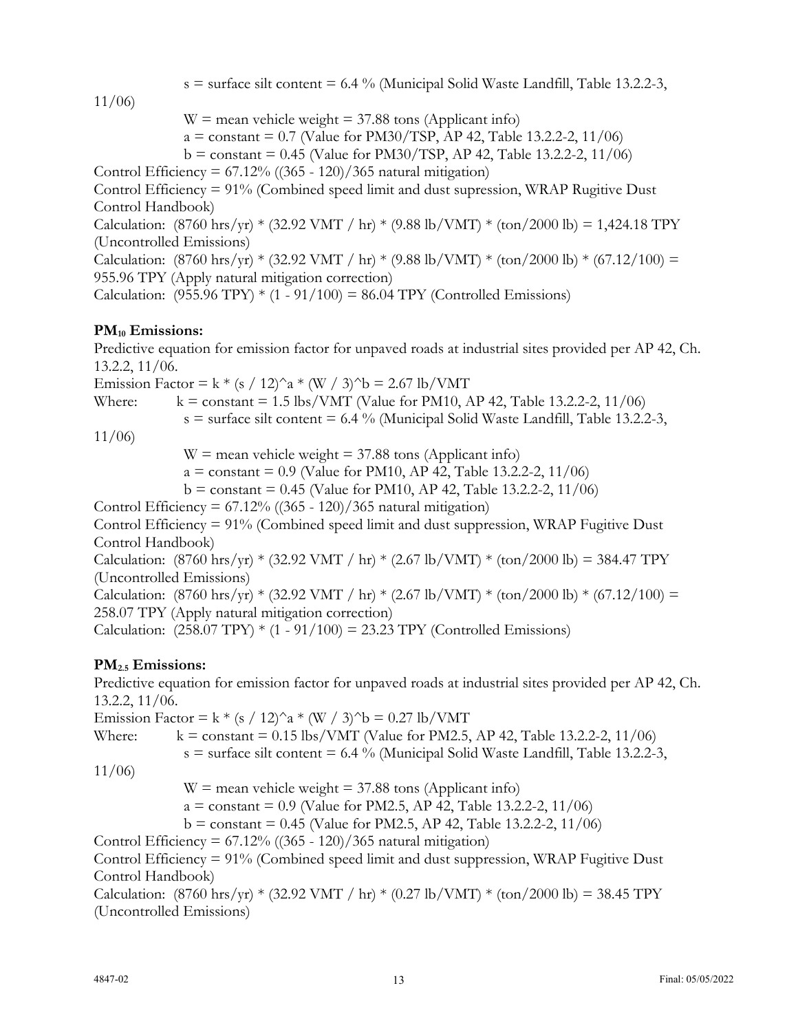s = surface silt content = 6.4 % (Municipal Solid Waste Landfill, Table 13.2.2-3, 11/06)

W = mean vehicle weight = 37.88 tons (Applicant info)

a = constant = 0.7 (Value for PM30/TSP, AP 42, Table 13.2.2-2, 11/06)

b = constant = 0.45 (Value for PM30/TSP, AP 42, Table 13.2.2-2, 11/06)

Control Efficiency = 67.12% ((365 - 120)/365 natural mitigation)

Control Efficiency = 91% (Combined speed limit and dust supression, WRAP Rugitive Dust Control Handbook)

Calculation: (8760 hrs/yr) * (32.92 VMT / hr) * (9.88 lb/VMT) * (ton/2000 lb) = 1,424.18 TPY (Uncontrolled Emissions)

Calculation: (8760 hrs/yr) * (32.92 VMT / hr) * (9.88 lb/VMT) * (ton/2000 lb) * (67.12/100) = 955.96 TPY (Apply natural mitigation correction)

Calculation: (955.96 TPY) * (1 - 91/100) = 86.04 TPY (Controlled Emissions)

**$PM_{10}$ Emissions:**

Predictive equation for emission factor for unpaved roads at industrial sites provided per AP 42, Ch. 13.2.2, 11/06.

Emission Factor = k * (s / 12)^a * (W / 3)^b = 2.67 lb/VMT

Where: k = constant = 1.5 lbs/VMT (Value for PM10, AP 42, Table 13.2.2-2, 11/06)

s = surface silt content = 6.4 % (Municipal Solid Waste Landfill, Table 13.2.2-3, 11/06)

W = mean vehicle weight = 37.88 tons (Applicant info)

a = constant = 0.9 (Value for PM10, AP 42, Table 13.2.2-2, 11/06)

b = constant = 0.45 (Value for PM10, AP 42, Table 13.2.2-2, 11/06)

Control Efficiency = 67.12% ((365 - 120)/365 natural mitigation)

Control Efficiency = 91% (Combined speed limit and dust suppression, WRAP Fugitive Dust Control Handbook)

Calculation: (8760 hrs/yr) * (32.92 VMT / hr) * (2.67 lb/VMT) * (ton/2000 lb) = 384.47 TPY (Uncontrolled Emissions)

Calculation: (8760 hrs/yr) * (32.92 VMT / hr) * (2.67 lb/VMT) * (ton/2000 lb) * (67.12/100) = 258.07 TPY (Apply natural mitigation correction)

Calculation: (258.07 TPY) * (1 - 91/100) = 23.23 TPY (Controlled Emissions)

**$PM_{2.5}$ Emissions:**

Predictive equation for emission factor for unpaved roads at industrial sites provided per AP 42, Ch. 13.2.2, 11/06.

Emission Factor = k * (s / 12)^a * (W / 3)^b = 0.27 lb/VMT

Where: k = constant = 0.15 lbs/VMT (Value for PM2.5, AP 42, Table 13.2.2-2, 11/06)

s = surface silt content = 6.4 % (Municipal Solid Waste Landfill, Table 13.2.2-3, 11/06)

W = mean vehicle weight = 37.88 tons (Applicant info)

a = constant = 0.9 (Value for PM2.5, AP 42, Table 13.2.2-2, 11/06)

b = constant = 0.45 (Value for PM2.5, AP 42, Table 13.2.2-2, 11/06)

Control Efficiency = 67.12% ((365 - 120)/365 natural mitigation)

Control Efficiency = 91% (Combined speed limit and dust suppression, WRAP Fugitive Dust Control Handbook)

Calculation: (8760 hrs/yr) * (32.92 VMT / hr) * (0.27 lb/VMT) * (ton/2000 lb) = 38.45 TPY (Uncontrolled Emissions)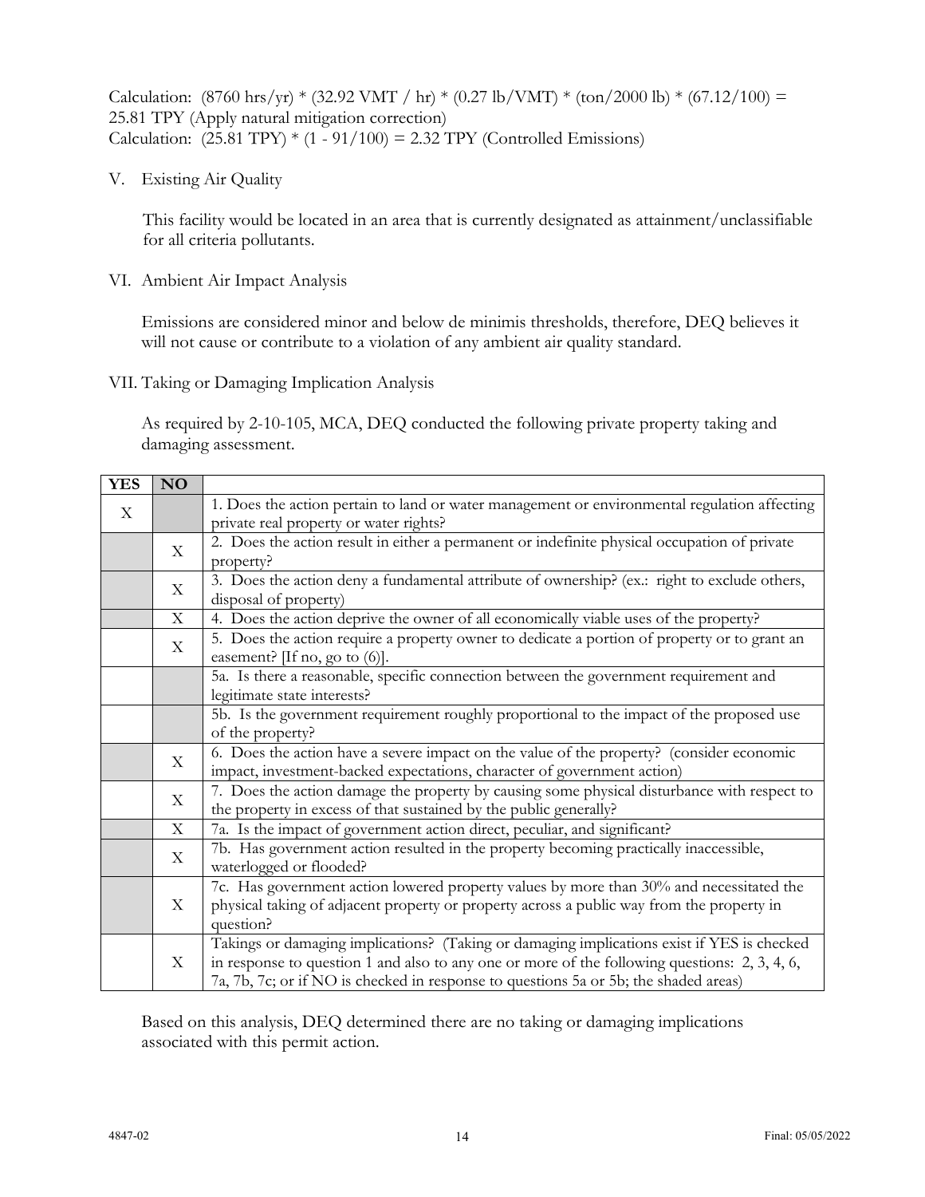Calculation: (8760 hrs/yr) * (32.92 VMT / hr) * (0.27 lb/VMT) * (ton/2000 lb) * (67.12/100) = 25.81 TPY (Apply natural mitigation correction)
Calculation: (25.81 TPY) * (1 - 91/100) = 2.32 TPY (Controlled Emissions)

V. Existing Air Quality

This facility would be located in an area that is currently designated as attainment/unclassifiable for all criteria pollutants.

VI. Ambient Air Impact Analysis

Emissions are considered minor and below de minimis thresholds, therefore, DEQ believes it will not cause or contribute to a violation of any ambient air quality standard.

VII. Taking or Damaging Implication Analysis

As required by 2-10-105, MCA, DEQ conducted the following private property taking and damaging assessment.

| YES | NO | |
|---|---|---|
| X | | 1. Does the action pertain to land or water management or environmental regulation affecting private real property or water rights? |
| | X | 2. Does the action result in either a permanent or indefinite physical occupation of private property? |
| | X | 3. Does the action deny a fundamental attribute of ownership? (ex.: right to exclude others, disposal of property) |
| | X | 4. Does the action deprive the owner of all economically viable uses of the property? |
| | X | 5. Does the action require a property owner to dedicate a portion of property or to grant an easement? [If no, go to (6)]. |
| | | 5a. Is there a reasonable, specific connection between the government requirement and legitimate state interests? |
| | | 5b. Is the government requirement roughly proportional to the impact of the proposed use of the property? |
| | X | 6. Does the action have a severe impact on the value of the property? (consider economic impact, investment-backed expectations, character of government action) |
| | X | 7. Does the action damage the property by causing some physical disturbance with respect to the property in excess of that sustained by the public generally? |
| | X | 7a. Is the impact of government action direct, peculiar, and significant? |
| | X | 7b. Has government action resulted in the property becoming practically inaccessible, waterlogged or flooded? |
| | X | 7c. Has government action lowered property values by more than 30% and necessitated the physical taking of adjacent property or property across a public way from the property in question? |
| | X | Takings or damaging implications? (Taking or damaging implications exist if YES is checked in response to question 1 and also to any one or more of the following questions: 2, 3, 4, 6, 7a, 7b, 7c; or if NO is checked in response to questions 5a or 5b; the shaded areas) |

Based on this analysis, DEQ determined there are no taking or damaging implications associated with this permit action.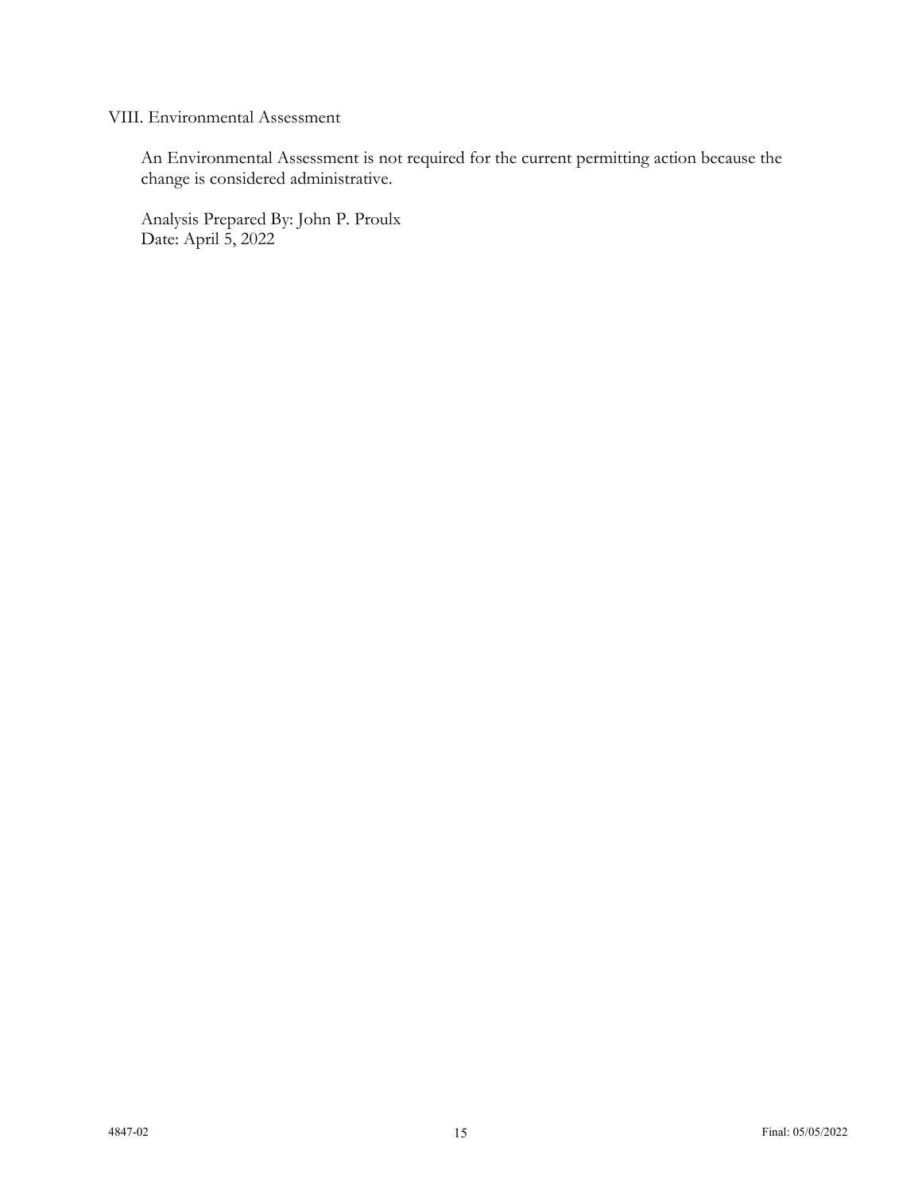## VIII. Environmental Assessment

An Environmental Assessment is not required for the current permitting action because the change is considered administrative.

Analysis Prepared By: John P. Proulx
Date: April 5, 2022